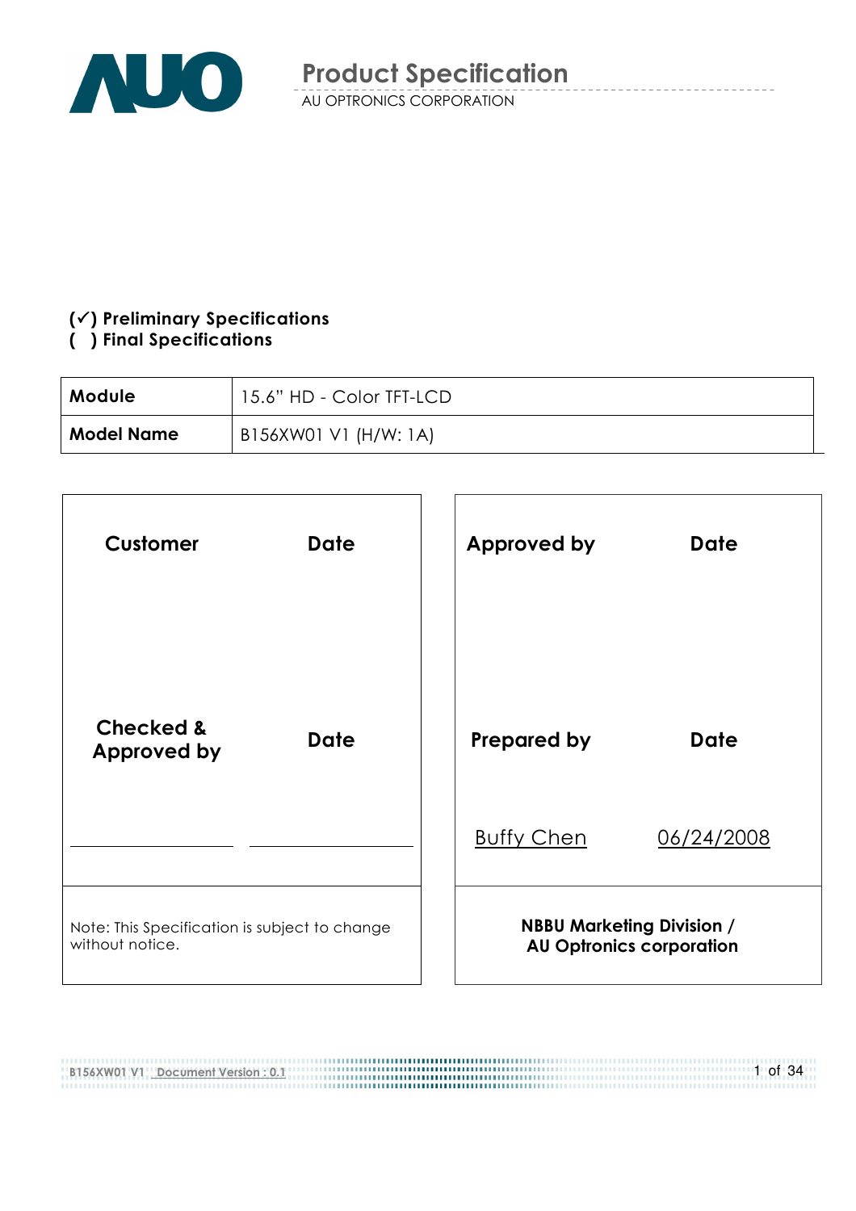# Product Specification

AU OPTRONICS CORPORATION

**(✓) Preliminary Specifications**
**( ) Final Specifications**

| **Module** | 15.6" HD - Color TFT-LCD |
|---|---|
| **Model Name** | B156XW01 V1 (H/W: 1A) |

| **Customer** | **Date** | **Approved by** | **Date** |
|---|---|---|---|
| **Checked & Approved by** | **Date** | **Prepared by** | **Date** |
| | | Buffy Chen | 06/24/2008 |
| Note: This Specification is subject to change without notice. | | **NBBU Marketing Division / AU Optronics corporation** | |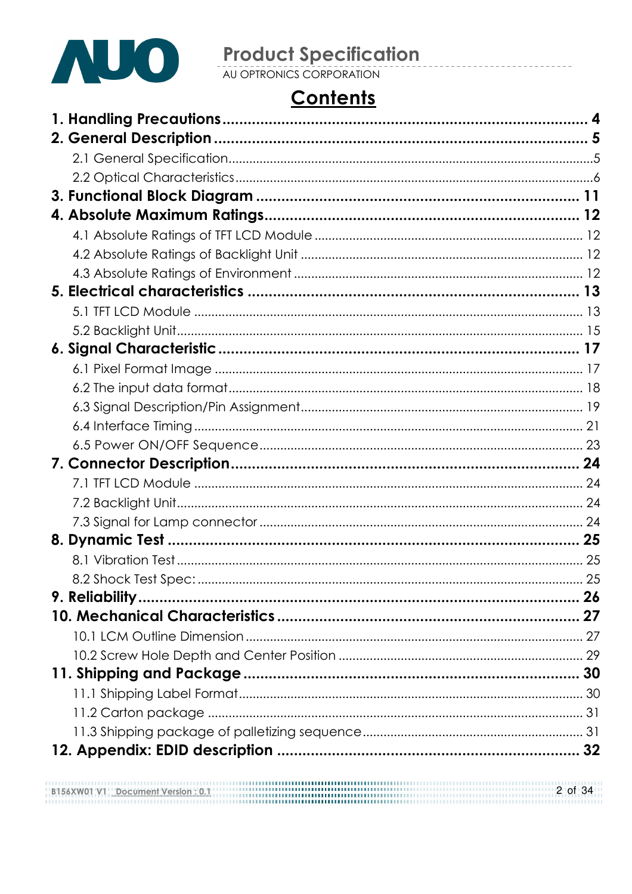# Contents

**1. Handling Precautions ..... 4**

**2. General Description ..... 5**

- 2.1 General Specification ..... 5
- 2.2 Optical Characteristics ..... 6

**3. Functional Block Diagram ..... 11**

**4. Absolute Maximum Ratings ..... 12**

- 4.1 Absolute Ratings of TFT LCD Module ..... 12
- 4.2 Absolute Ratings of Backlight Unit ..... 12
- 4.3 Absolute Ratings of Environment ..... 12

**5. Electrical characteristics ..... 13**

- 5.1 TFT LCD Module ..... 13
- 5.2 Backlight Unit ..... 15

**6. Signal Characteristic ..... 17**

- 6.1 Pixel Format Image ..... 17
- 6.2 The input data format ..... 18
- 6.3 Signal Description/Pin Assignment ..... 19
- 6.4 Interface Timing ..... 21
- 6.5 Power ON/OFF Sequence ..... 23

**7. Connector Description ..... 24**

- 7.1 TFT LCD Module ..... 24
- 7.2 Backlight Unit ..... 24
- 7.3 Signal for Lamp connector ..... 24

**8. Dynamic Test ..... 25**

- 8.1 Vibration Test ..... 25
- 8.2 Shock Test Spec: ..... 25

**9. Reliability ..... 26**

**10. Mechanical Characteristics ..... 27**

- 10.1 LCM Outline Dimension ..... 27
- 10.2 Screw Hole Depth and Center Position ..... 29

**11. Shipping and Package ..... 30**

- 11.1 Shipping Label Format ..... 30
- 11.2 Carton package ..... 31
- 11.3 Shipping package of palletizing sequence ..... 31

**12. Appendix: EDID description ..... 32**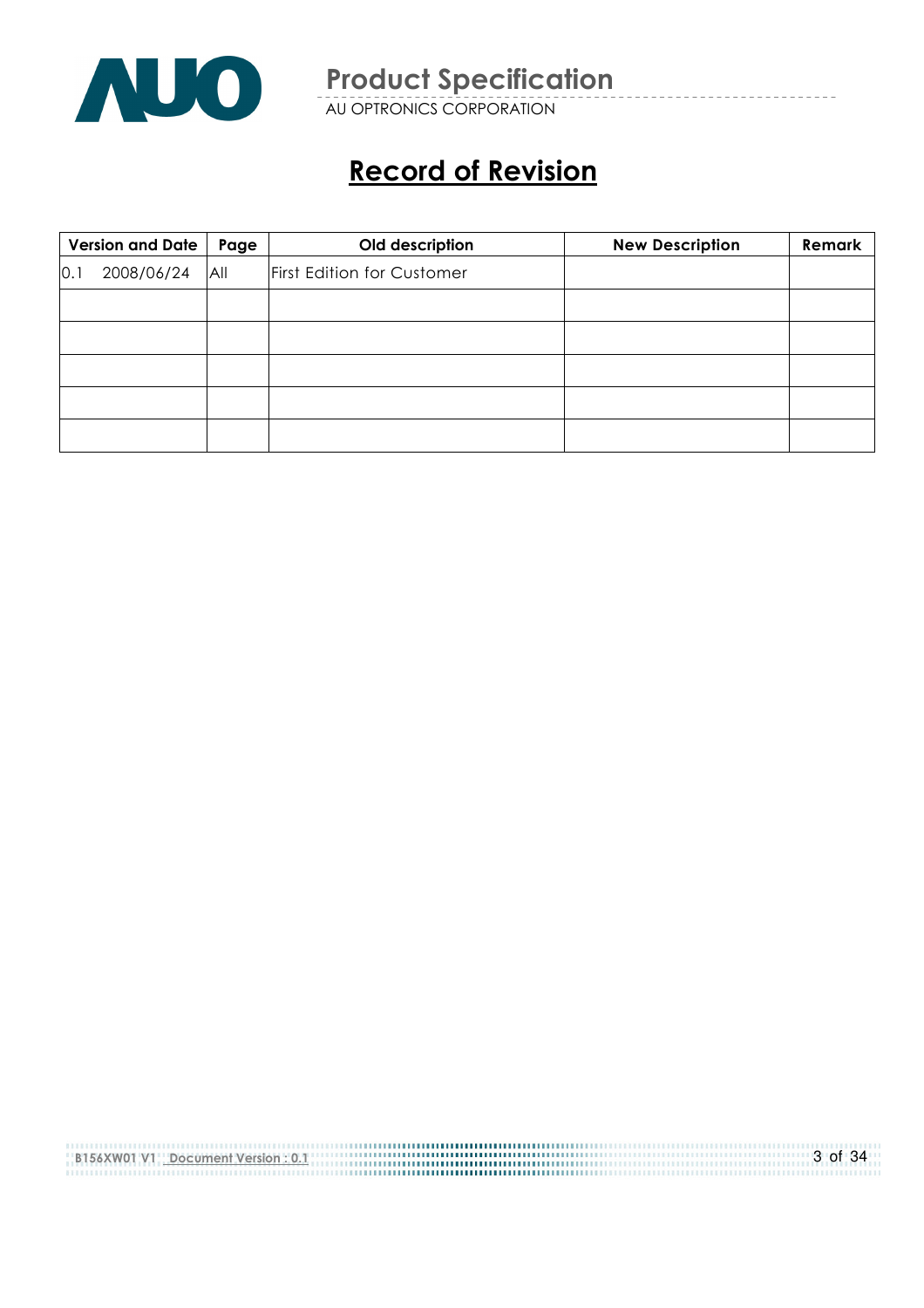# Record of Revision

| Version and Date | Page | Old description | New Description | Remark |
| --- | --- | --- | --- | --- |
| 0.1 2008/06/24 | All | First Edition for Customer | | |
| | | | | |
| | | | | |
| | | | | |
| | | | | |
| | | | | |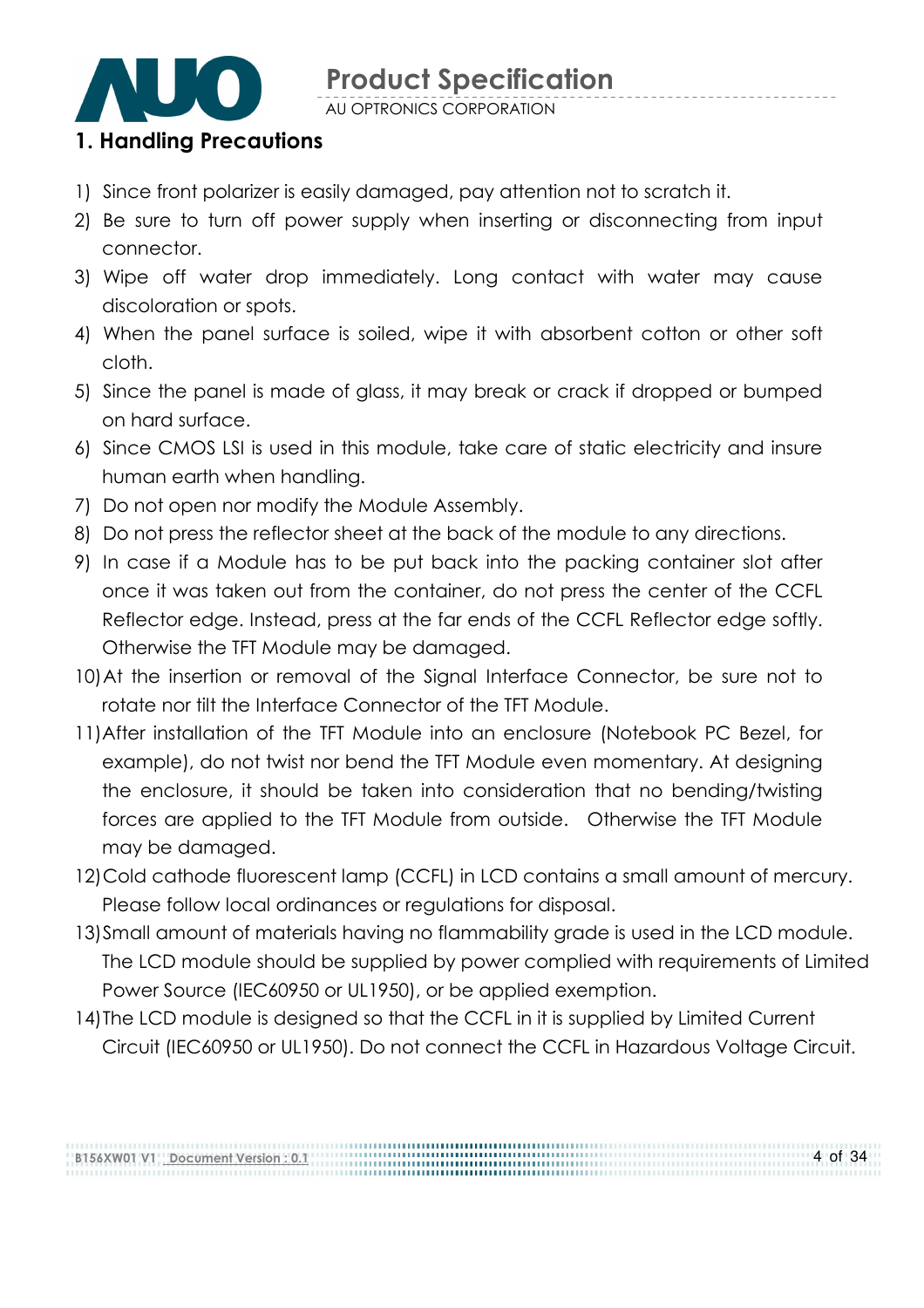# 1. Handling Precautions

1) Since front polarizer is easily damaged, pay attention not to scratch it.
2) Be sure to turn off power supply when inserting or disconnecting from input connector.
3) Wipe off water drop immediately. Long contact with water may cause discoloration or spots.
4) When the panel surface is soiled, wipe it with absorbent cotton or other soft cloth.
5) Since the panel is made of glass, it may break or crack if dropped or bumped on hard surface.
6) Since CMOS LSI is used in this module, take care of static electricity and insure human earth when handling.
7) Do not open nor modify the Module Assembly.
8) Do not press the reflector sheet at the back of the module to any directions.
9) In case if a Module has to be put back into the packing container slot after once it was taken out from the container, do not press the center of the CCFL Reflector edge. Instead, press at the far ends of the CCFL Reflector edge softly. Otherwise the TFT Module may be damaged.
10) At the insertion or removal of the Signal Interface Connector, be sure not to rotate nor tilt the Interface Connector of the TFT Module.
11) After installation of the TFT Module into an enclosure (Notebook PC Bezel, for example), do not twist nor bend the TFT Module even momentary. At designing the enclosure, it should be taken into consideration that no bending/twisting forces are applied to the TFT Module from outside. Otherwise the TFT Module may be damaged.
12) Cold cathode fluorescent lamp (CCFL) in LCD contains a small amount of mercury. Please follow local ordinances or regulations for disposal.
13) Small amount of materials having no flammability grade is used in the LCD module. The LCD module should be supplied by power complied with requirements of Limited Power Source (IEC60950 or UL1950), or be applied exemption.
14) The LCD module is designed so that the CCFL in it is supplied by Limited Current Circuit (IEC60950 or UL1950). Do not connect the CCFL in Hazardous Voltage Circuit.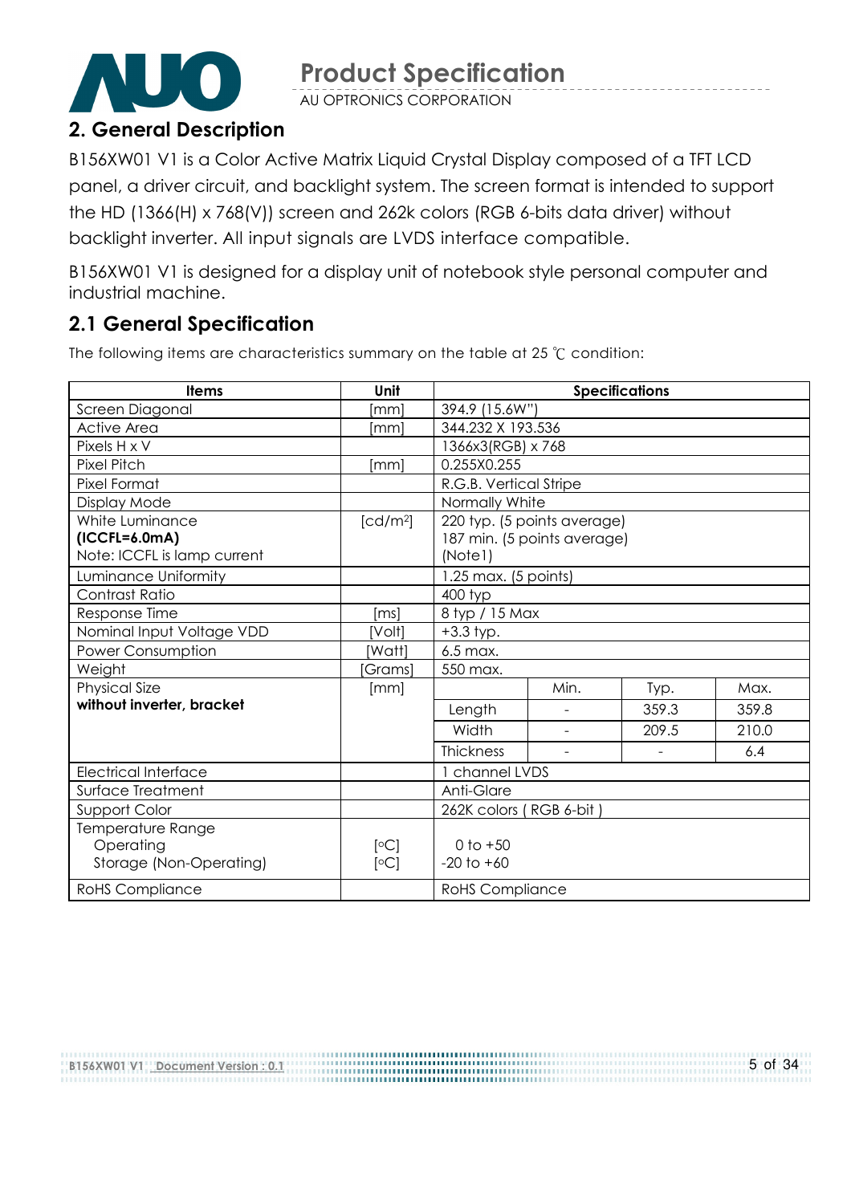## 2. General Description

B156XW01 V1 is a Color Active Matrix Liquid Crystal Display composed of a TFT LCD panel, a driver circuit, and backlight system. The screen format is intended to support the HD (1366(H) x 768(V)) screen and 262k colors (RGB 6-bits data driver) without backlight inverter. All input signals are LVDS interface compatible.

B156XW01 V1 is designed for a display unit of notebook style personal computer and industrial machine.

### 2.1 General Specification

The following items are characteristics summary on the table at 25 ℃ condition:

| Items | Unit | Specifications | | | |
|---|---|---|---|---|---|
| Screen Diagonal | [mm] | 394.9 (15.6W") | | | |
| Active Area | [mm] | 344.232 X 193.536 | | | |
| Pixels H x V | | 1366x3(RGB) x 768 | | | |
| Pixel Pitch | [mm] | 0.255X0.255 | | | |
| Pixel Format | | R.G.B. Vertical Stripe | | | |
| Display Mode | | Normally White | | | |
| White Luminance **(ICCFL=6.0mA)** Note: ICCFL is lamp current | [cd/m$^2$] | 220 typ. (5 points average) 187 min. (5 points average) (Note1) | | | |
| Luminance Uniformity | | 1.25 max. (5 points) | | | |
| Contrast Ratio | | 400 typ | | | |
| Response Time | [ms] | 8 typ / 15 Max | | | |
| Nominal Input Voltage VDD | [Volt] | +3.3 typ. | | | |
| Power Consumption | [Watt] | 6.5 max. | | | |
| Weight | [Grams] | 550 max. | | | |
| Physical Size **without inverter, bracket** | [mm] | | Min. | Typ. | Max. |
| | | Length | - | 359.3 | 359.8 |
| | | Width | - | 209.5 | 210.0 |
| | | Thickness | - | - | 6.4 |
| Electrical Interface | | 1 channel LVDS | | | |
| Surface Treatment | | Anti-Glare | | | |
| Support Color | | 262K colors ( RGB 6-bit ) | | | |
| Temperature Range<br>Operating<br>Storage (Non-Operating) | <br>[°C]<br>[°C] | <br>0 to +50<br>-20 to +60 | | | |
| RoHS Compliance | | RoHS Compliance | | | |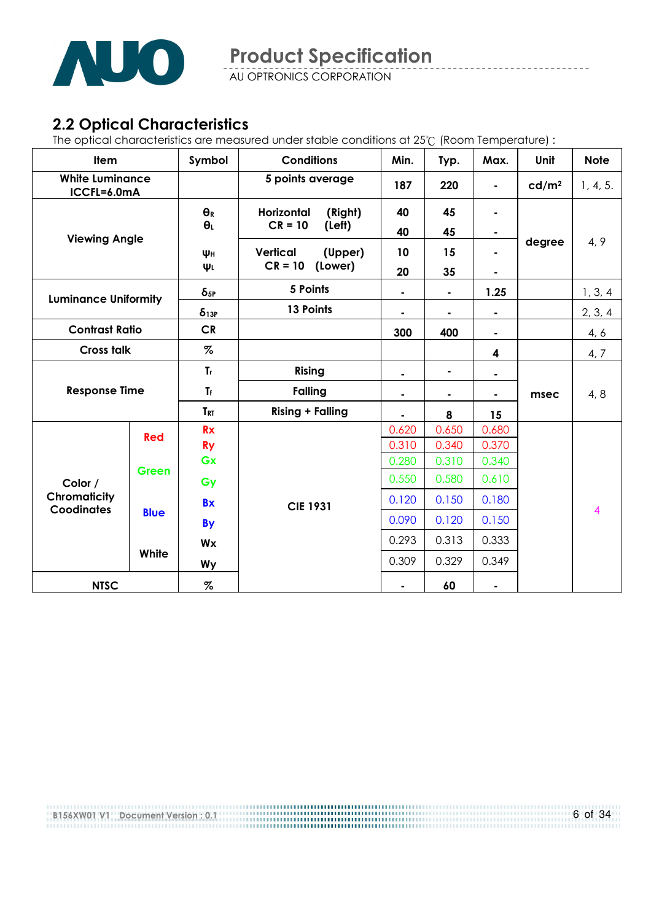## 2.2 Optical Characteristics

The optical characteristics are measured under stable conditions at 25℃ (Room Temperature) :

| Item | | Symbol | Conditions | Min. | Typ. | Max. | Unit | Note |
|---|---|---|---|---|---|---|---|---|
| White Luminance ICCFL=6.0mA | | | 5 points average | 187 | 220 | - | cd/m² | 1, 4, 5. |
| Viewing Angle | | $\theta_R$ | Horizontal (Right) CR = 10 | 40 | 45 | - | degree | 4, 9 |
| | | $\theta_L$ | (Left) | 40 | 45 | - | | |
| | | $\psi_H$ | Vertical (Upper) CR = 10 | 10 | 15 | - | | |
| | | $\psi_L$ | (Lower) | 20 | 35 | - | | |
| Luminance Uniformity | | $\delta_{5P}$ | 5 Points | - | - | 1.25 | | 1, 3, 4 |
| | | $\delta_{13P}$ | 13 Points | - | - | - | | 2, 3, 4 |
| Contrast Ratio | | CR | | 300 | 400 | - | | 4, 6 |
| Cross talk | | % | | | | 4 | | 4, 7 |
| Response Time | | $T_r$ | Rising | - | - | - | msec | 4, 8 |
| | | $T_f$ | Falling | - | - | - | | |
| | | $T_{RT}$ | Rising + Falling | - | 8 | 15 | | |
| Color / Chromaticity Coodinates | Red | Rx | CIE 1931 | 0.620 | 0.650 | 0.680 | | 4 |
| | | Ry | | 0.310 | 0.340 | 0.370 | | |
| | Green | Gx | | 0.280 | 0.310 | 0.340 | | |
| | | Gy | | 0.550 | 0.580 | 0.610 | | |
| | Blue | Bx | | 0.120 | 0.150 | 0.180 | | |
| | | By | | 0.090 | 0.120 | 0.150 | | |
| | White | Wx | | 0.293 | 0.313 | 0.333 | | |
| | | Wy | | 0.309 | 0.329 | 0.349 | | |
| NTSC | | % | | - | 60 | - | | |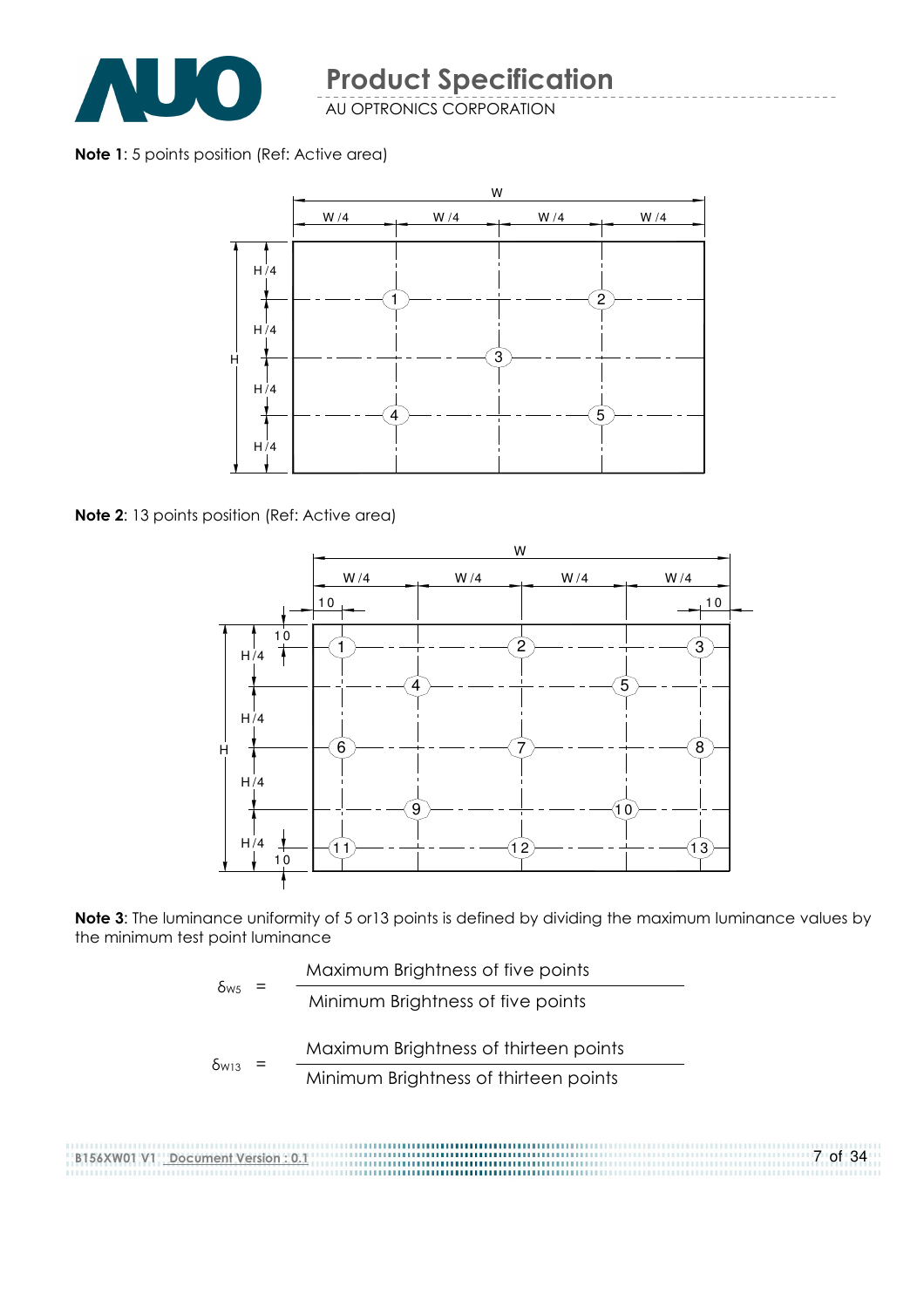**Note 1**: 5 points position (Ref: Active area)

**Note 2**: 13 points position (Ref: Active area)

**Note 3**: The luminance uniformity of 5 or13 points is defined by dividing the maximum luminance values by the minimum test point luminance

$$\delta_{W5} = \frac{\text{Maximum Brightness of five points}}{\text{Minimum Brightness of five points}}$$

$$\delta_{W13} = \frac{\text{Maximum Brightness of thirteen points}}{\text{Minimum Brightness of thirteen points}}$$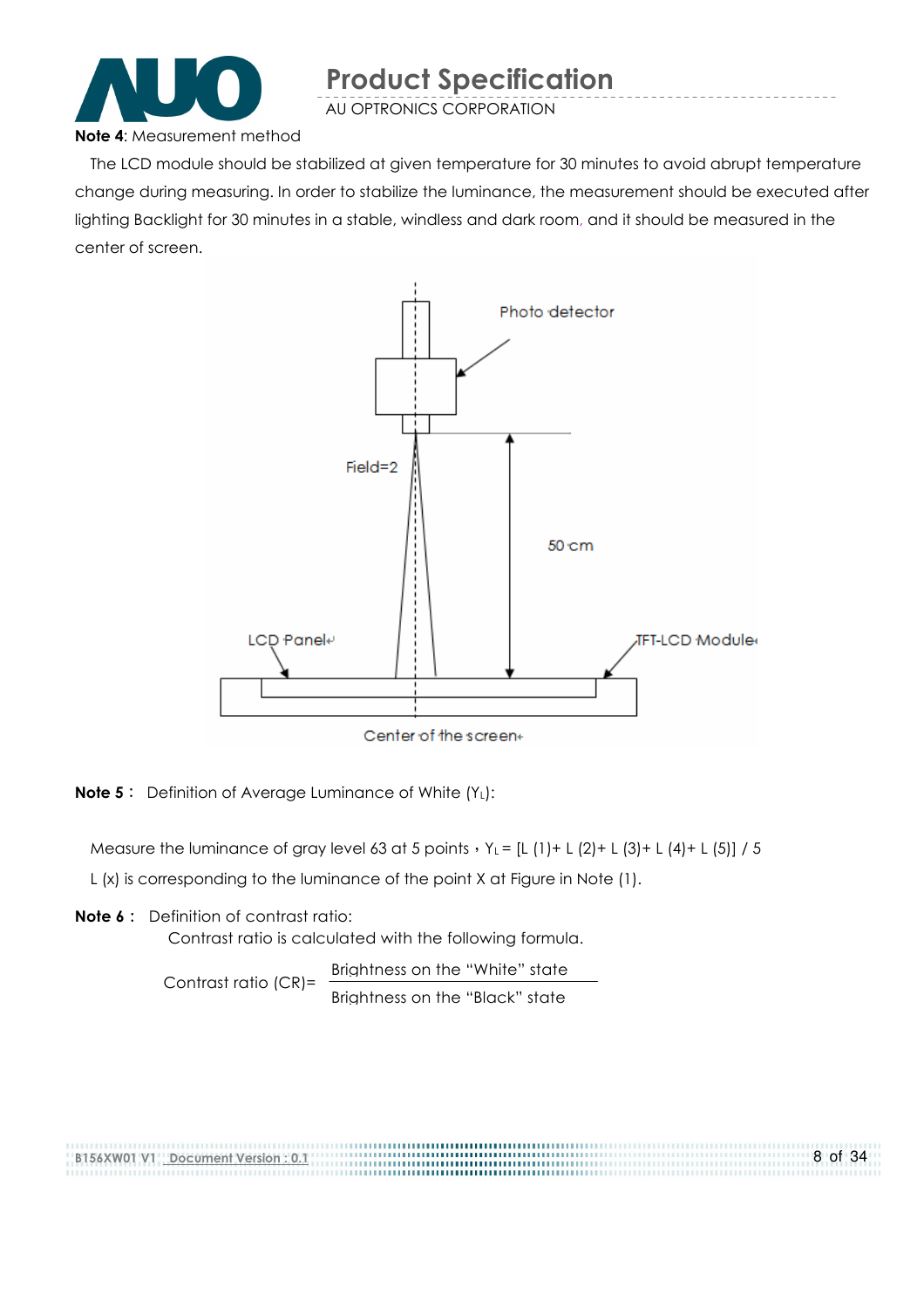**Note 4**: Measurement method

The LCD module should be stabilized at given temperature for 30 minutes to avoid abrupt temperature change during measuring. In order to stabilize the luminance, the measurement should be executed after lighting Backlight for 30 minutes in a stable, windless and dark room, and it should be measured in the center of screen.

Photo detector

Field=2

50 cm

LCD Panel

TFT-LCD Module

Center of the screen

**Note 5**： Definition of Average Luminance of White ($Y_L$):

Measure the luminance of gray level 63 at 5 points，$Y_L$ = [L (1)+ L (2)+ L (3)+ L (4)+ L (5)] / 5

L (x) is corresponding to the luminance of the point X at Figure in Note (1).

**Note 6**： Definition of contrast ratio:

Contrast ratio is calculated with the following formula.

$$\text{Contrast ratio (CR)} = \frac{\text{Brightness on the "White" state}}{\text{Brightness on the "Black" state}}$$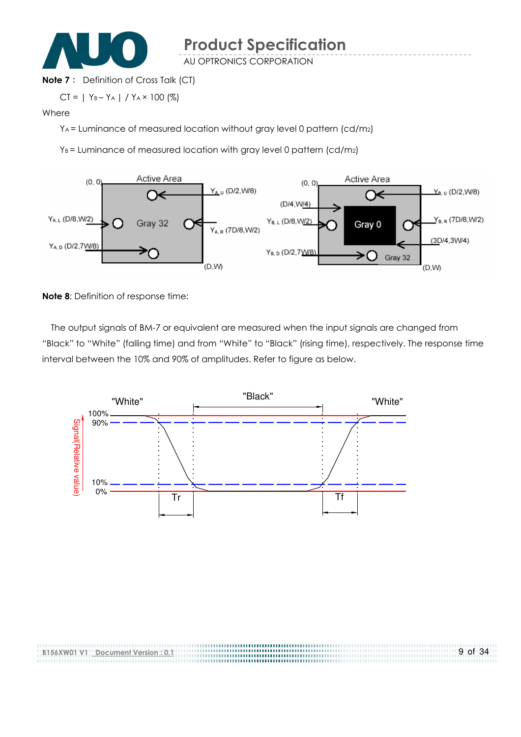**Note 7**： Definition of Cross Talk (CT)

$CT = | Y_B - Y_A | / Y_A \times 100$ (%)

Where

$Y_A$ = Luminance of measured location without gray level 0 pattern (cd/m2)

$Y_B$ = Luminance of measured location with gray level 0 pattern (cd/m2)

**Note 8**: Definition of response time:

The output signals of BM-7 or equivalent are measured when the input signals are changed from "Black" to "White" (falling time) and from "White" to "Black" (rising time), respectively. The response time interval between the 10% and 90% of amplitudes. Refer to figure as below.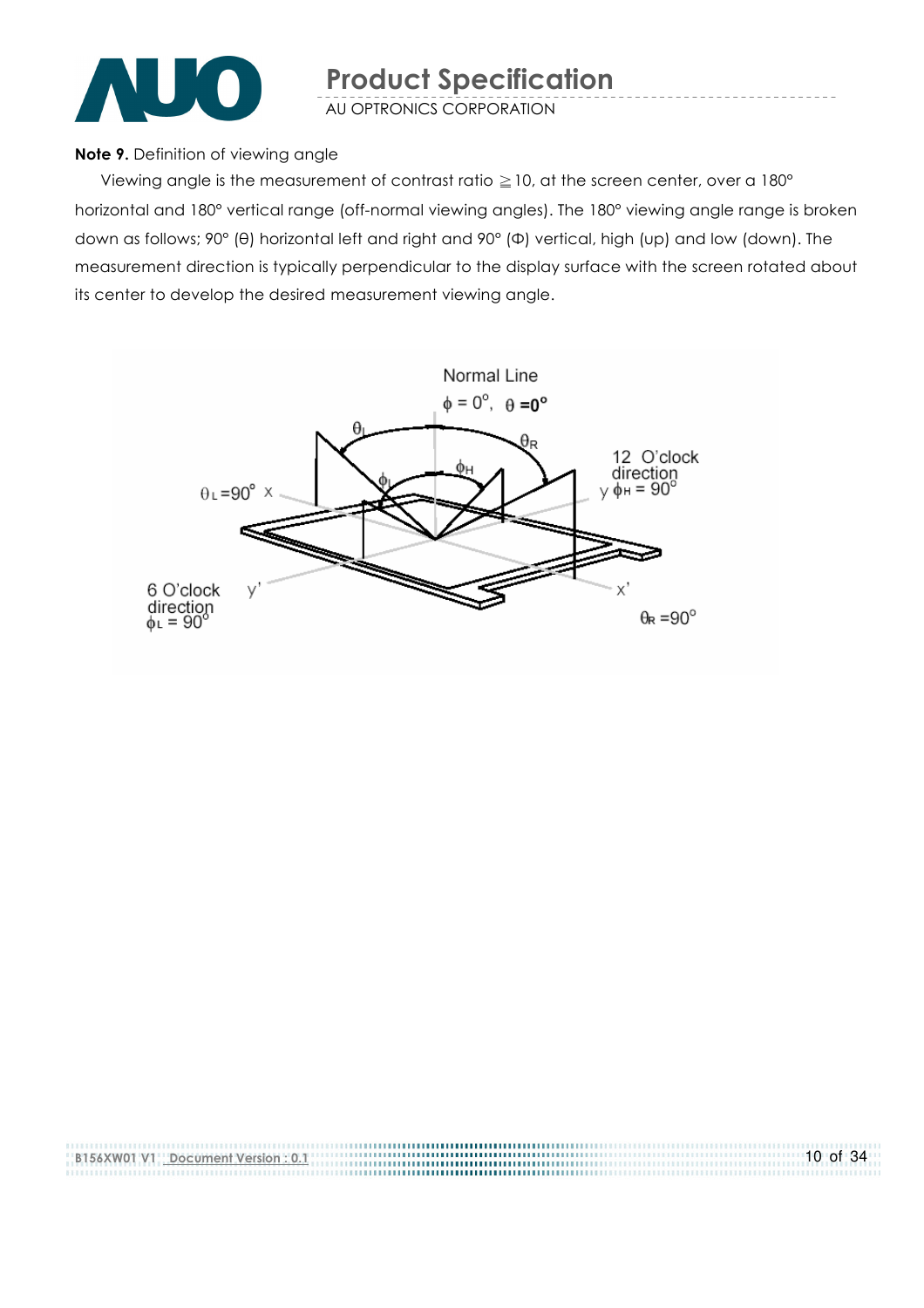**Note 9.** Definition of viewing angle

Viewing angle is the measurement of contrast ratio ≧10, at the screen center, over a 180° horizontal and 180° vertical range (off-normal viewing angles). The 180° viewing angle range is broken down as follows; 90° (θ) horizontal left and right and 90° (Φ) vertical, high (up) and low (down). The measurement direction is typically perpendicular to the display surface with the screen rotated about its center to develop the desired measurement viewing angle.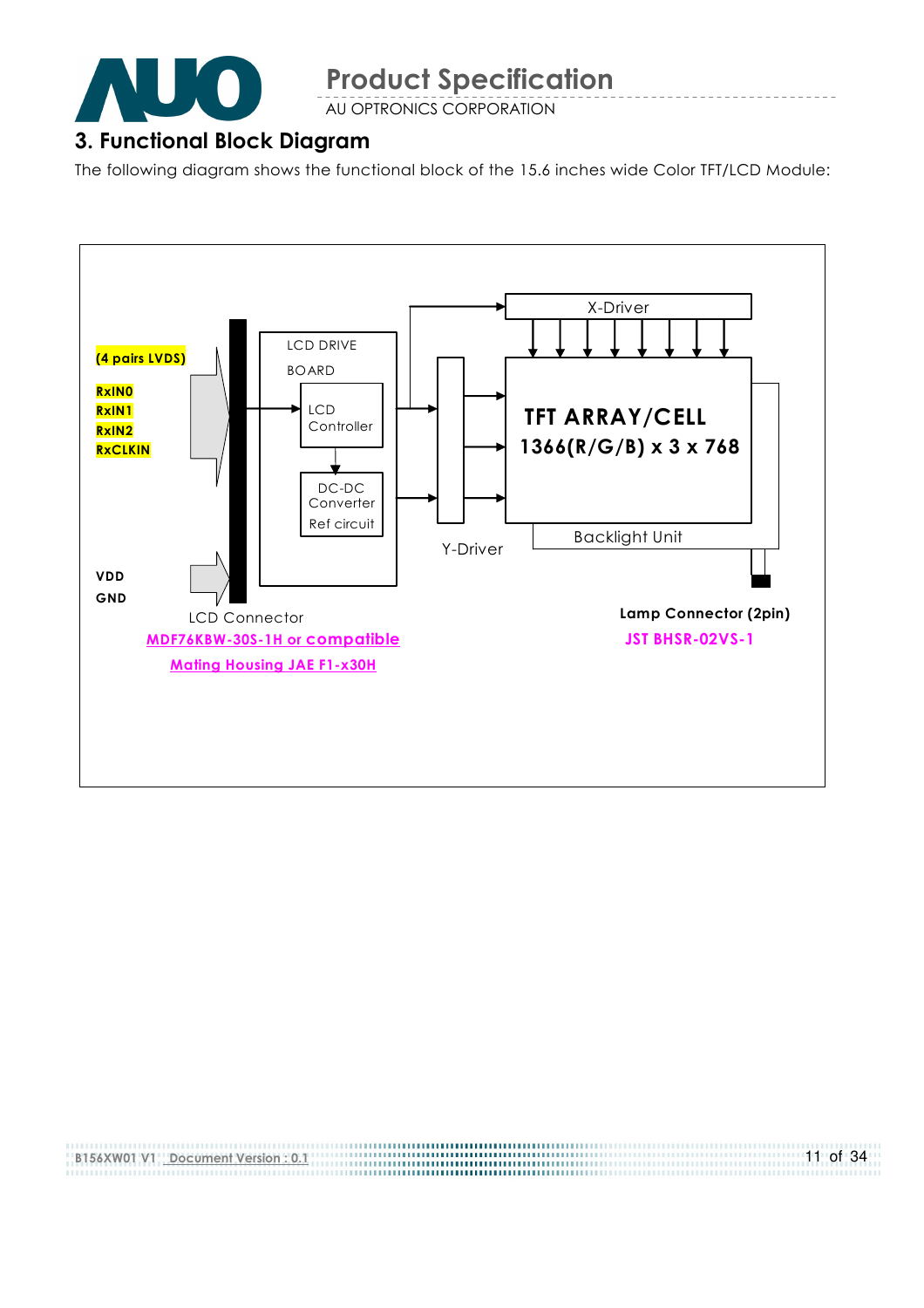## 3. Functional Block Diagram

The following diagram shows the functional block of the 15.6 inches wide Color TFT/LCD Module:

(4 pairs LVDS)

RxIN0
RxIN1
RxIN2
RxCLKIN

VDD
GND

LCD DRIVE BOARD

LCD Controller

DC-DC Converter Ref circuit

X-Driver

Y-Driver

TFT ARRAY/CELL
1366(R/G/B) x 3 x 768

Backlight Unit

LCD Connector
MDF76KBW-30S-1H or compatible
Mating Housing JAE F1-x30H

Lamp Connector (2pin)
JST BHSR-02VS-1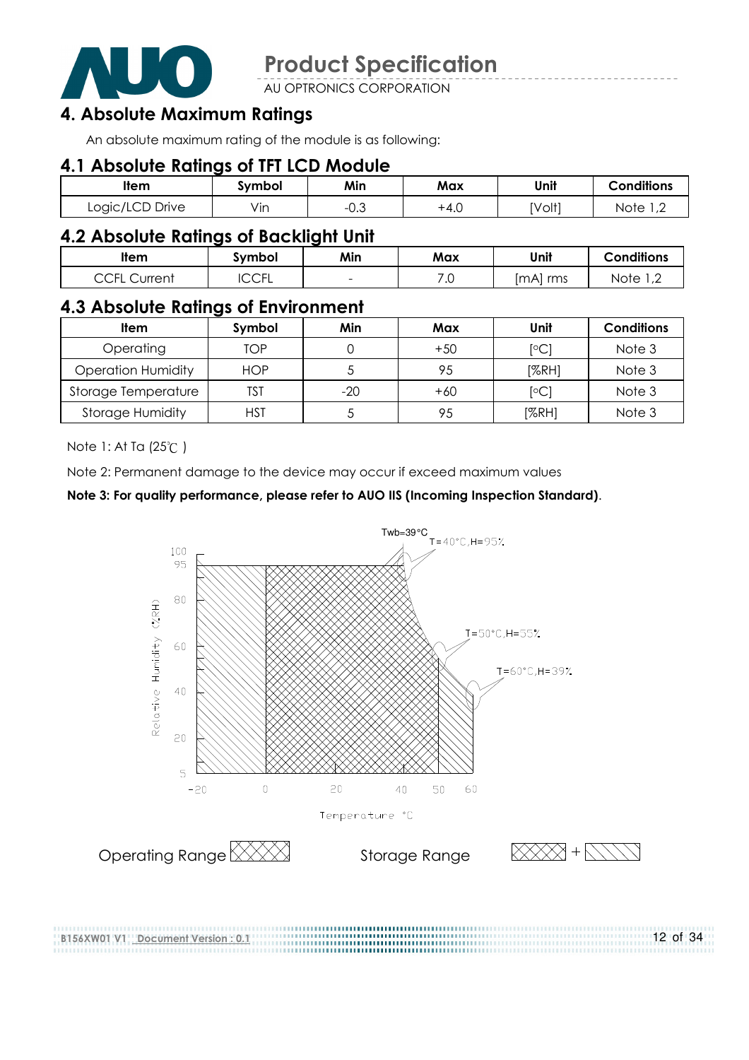# 4. Absolute Maximum Ratings

An absolute maximum rating of the module is as following:

## 4.1 Absolute Ratings of TFT LCD Module

| Item | Symbol | Min | Max | Unit | Conditions |
|---|---|---|---|---|---|
| Logic/LCD Drive | Vin | -0.3 | +4.0 | [Volt] | Note 1,2 |

## 4.2 Absolute Ratings of Backlight Unit

| Item | Symbol | Min | Max | Unit | Conditions |
|---|---|---|---|---|---|
| CCFL Current | ICCFL | - | 7.0 | [mA] rms | Note 1,2 |

## 4.3 Absolute Ratings of Environment

| Item | Symbol | Min | Max | Unit | Conditions |
|---|---|---|---|---|---|
| Operating | TOP | 0 | +50 | [°C] | Note 3 |
| Operation Humidity | HOP | 5 | 95 | [%RH] | Note 3 |
| Storage Temperature | TST | -20 | +60 | [°C] | Note 3 |
| Storage Humidity | HST | 5 | 95 | [%RH] | Note 3 |

Note 1: At Ta (25℃ )

Note 2: Permanent damage to the device may occur if exceed maximum values

**Note 3: For quality performance, please refer to AUO IIS (Incoming Inspection Standard)**.

Twb=39°C
T=40°C,H=95%
T=50°C,H=55%
T=60°C,H=39%

Relative Humidity (%RH): 100, 95, 80, 60, 40, 20, 5

Temperature °C: -20, 0, 20, 40, 50, 60

Operating Range    Storage Range (Operating Range + hatched area)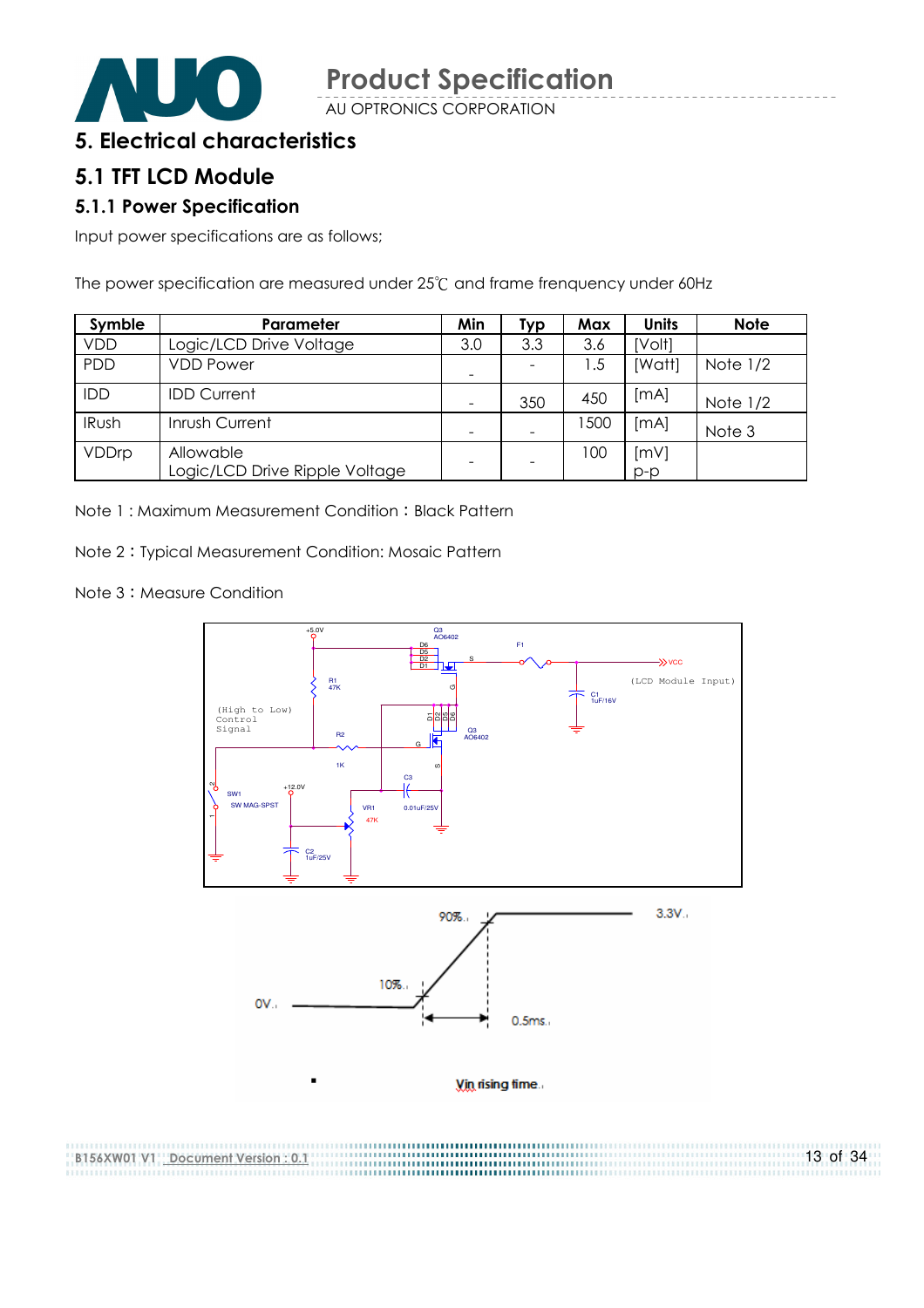# 5. Electrical characteristics

## 5.1 TFT LCD Module

### 5.1.1 Power Specification

Input power specifications are as follows;

The power specification are measured under 25℃ and frame frenquency under 60Hz

| Symble | Parameter | Min | Typ | Max | Units | Note |
|---|---|---|---|---|---|---|
| VDD | Logic/LCD Drive Voltage | 3.0 | 3.3 | 3.6 | [Volt] | |
| PDD | VDD Power | - | - | 1.5 | [Watt] | Note 1/2 |
| IDD | IDD Current | - | 350 | 450 | [mA] | Note 1/2 |
| IRush | Inrush Current | - | - | 1500 | [mA] | Note 3 |
| VDDrp | Allowable Logic/LCD Drive Ripple Voltage | - | - | 100 | [mV] p-p | |

Note 1 : Maximum Measurement Condition：Black Pattern

Note 2：Typical Measurement Condition: Mosaic Pattern

Note 3：Measure Condition

Vin rising time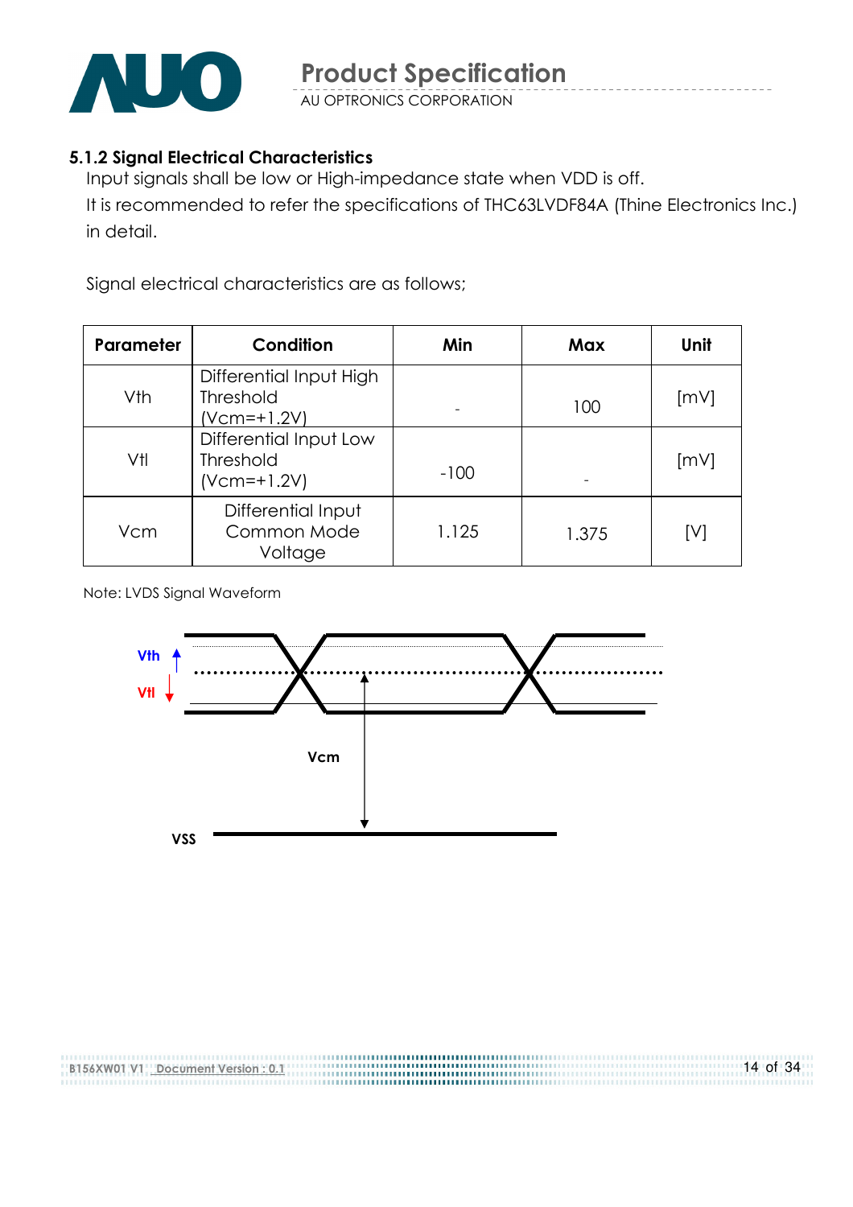### 5.1.2 Signal Electrical Characteristics

Input signals shall be low or High-impedance state when VDD is off.

It is recommended to refer the specifications of THC63LVDF84A (Thine Electronics Inc.) in detail.

Signal electrical characteristics are as follows;

| Parameter | Condition | Min | Max | Unit |
|---|---|---|---|---|
| Vth | Differential Input High Threshold (Vcm=+1.2V) | - | 100 | [mV] |
| Vtl | Differential Input Low Threshold (Vcm=+1.2V) | -100 | - | [mV] |
| Vcm | Differential Input Common Mode Voltage | 1.125 | 1.375 | [V] |

Note: LVDS Signal Waveform

Vth

Vtl

Vcm

VSS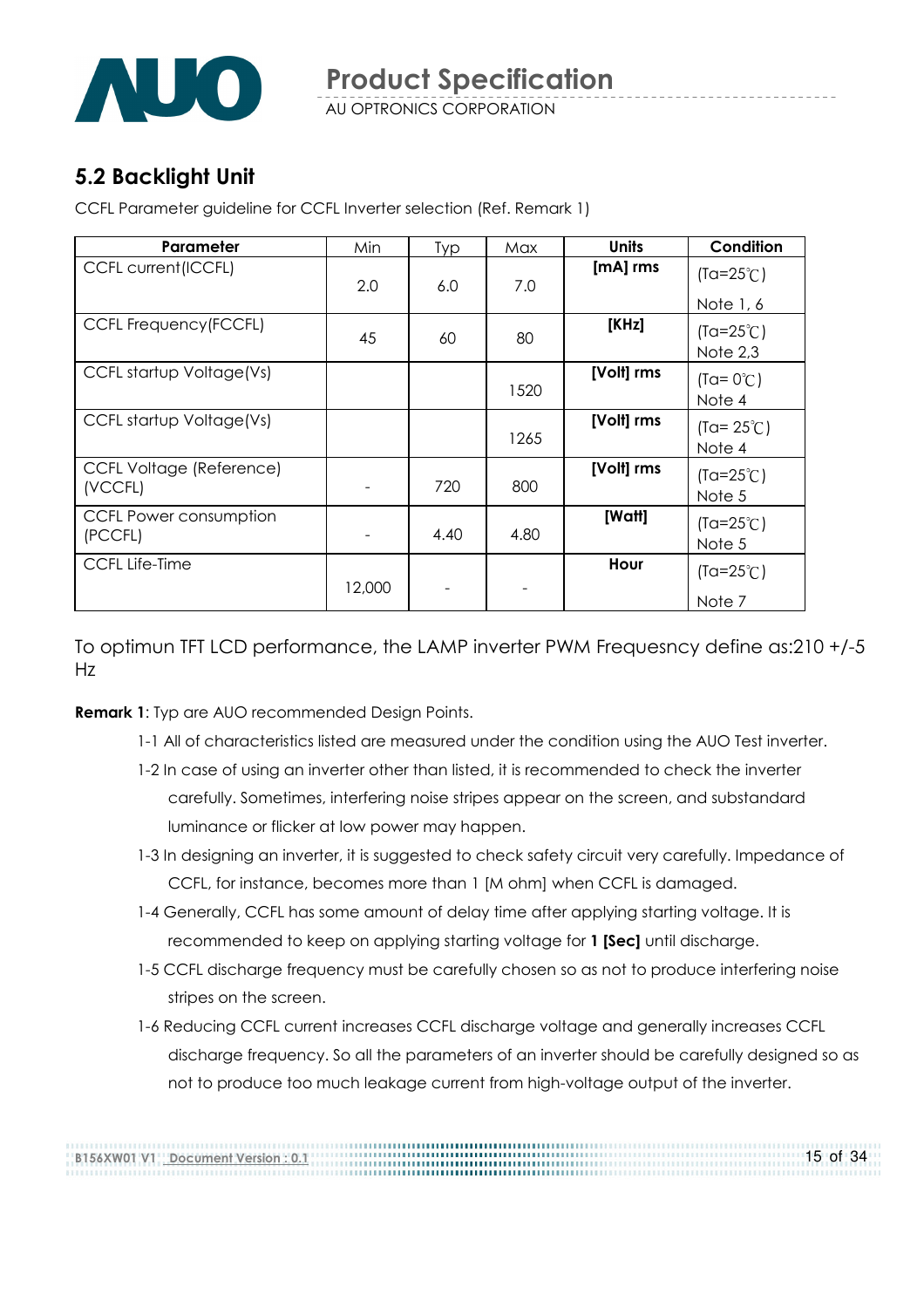## 5.2 Backlight Unit

CCFL Parameter guideline for CCFL Inverter selection (Ref. Remark 1)

| Parameter | Min | Typ | Max | Units | Condition |
|---|---|---|---|---|---|
| CCFL current(ICCFL) | 2.0 | 6.0 | 7.0 | [mA] rms | (Ta=25℃) Note 1, 6 |
| CCFL Frequency(FCCFL) | 45 | 60 | 80 | [KHz] | (Ta=25℃) Note 2,3 |
| CCFL startup Voltage(Vs) | | | 1520 | [Volt] rms | (Ta= 0℃) Note 4 |
| CCFL startup Voltage(Vs) | | | 1265 | [Volt] rms | (Ta= 25℃) Note 4 |
| CCFL Voltage (Reference) (VCCFL) | - | 720 | 800 | [Volt] rms | (Ta=25℃) Note 5 |
| CCFL Power consumption (PCCFL) | - | 4.40 | 4.80 | [Watt] | (Ta=25℃) Note 5 |
| CCFL Life-Time | 12,000 | - | - | Hour | (Ta=25℃) Note 7 |

To optimun TFT LCD performance, the LAMP inverter PWM Frequesncy define as:210 +/-5 Hz

**Remark 1**: Typ are AUO recommended Design Points.

1-1 All of characteristics listed are measured under the condition using the AUO Test inverter.

1-2 In case of using an inverter other than listed, it is recommended to check the inverter carefully. Sometimes, interfering noise stripes appear on the screen, and substandard luminance or flicker at low power may happen.

1-3 In designing an inverter, it is suggested to check safety circuit very carefully. Impedance of CCFL, for instance, becomes more than 1 [M ohm] when CCFL is damaged.

1-4 Generally, CCFL has some amount of delay time after applying starting voltage. It is recommended to keep on applying starting voltage for **1 [Sec]** until discharge.

1-5 CCFL discharge frequency must be carefully chosen so as not to produce interfering noise stripes on the screen.

1-6 Reducing CCFL current increases CCFL discharge voltage and generally increases CCFL discharge frequency. So all the parameters of an inverter should be carefully designed so as not to produce too much leakage current from high-voltage output of the inverter.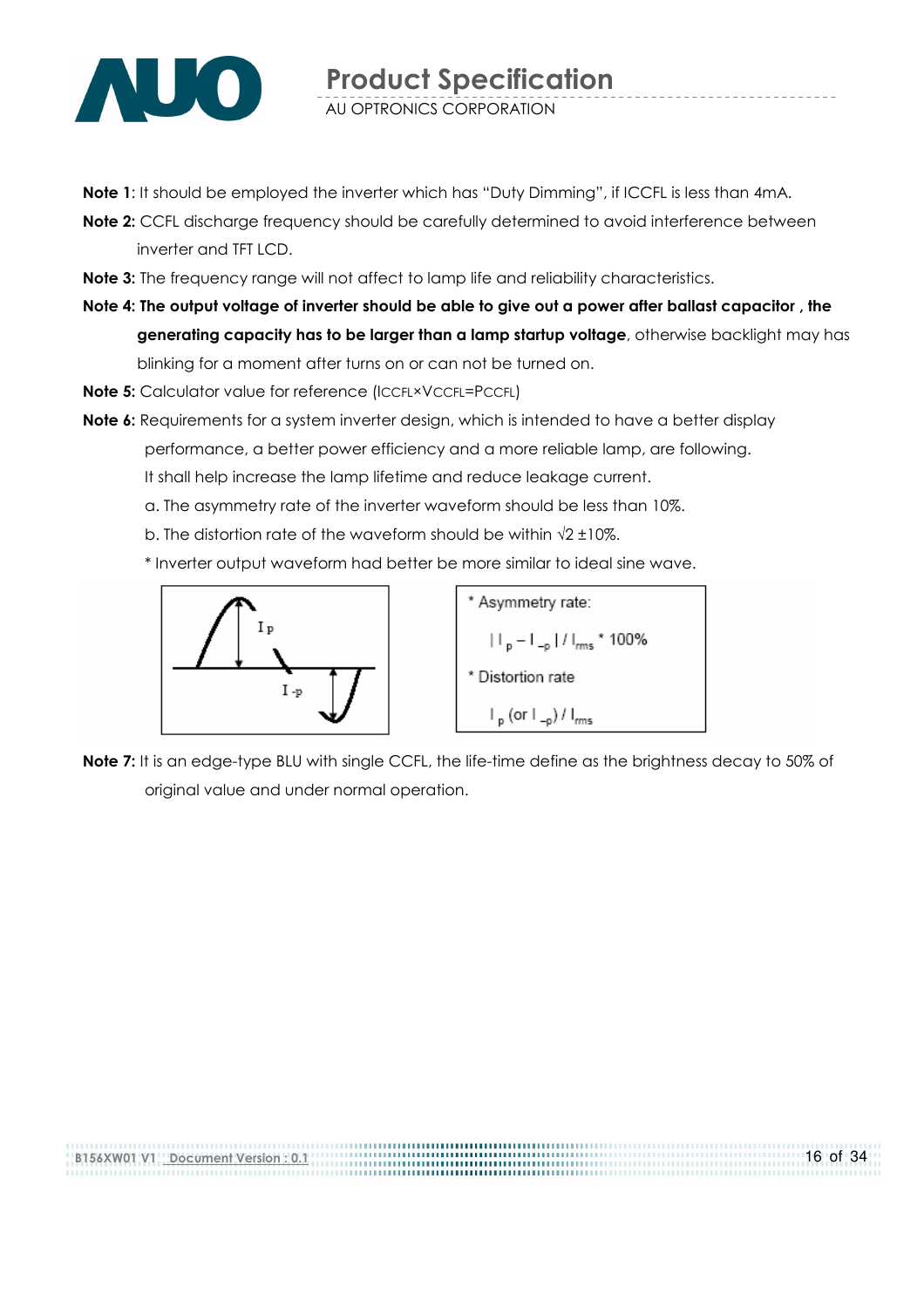**Note 1**: It should be employed the inverter which has "Duty Dimming", if ICCFL is less than 4mA.

**Note 2:** CCFL discharge frequency should be carefully determined to avoid interference between inverter and TFT LCD.

**Note 3:** The frequency range will not affect to lamp life and reliability characteristics.

**Note 4: The output voltage of inverter should be able to give out a power after ballast capacitor , the generating capacity has to be larger than a lamp startup voltage**, otherwise backlight may has blinking for a moment after turns on or can not be turned on.

**Note 5:** Calculator value for reference ($I_{CCFL} \times V_{CCFL} = P_{CCFL}$)

**Note 6:** Requirements for a system inverter design, which is intended to have a better display performance, a better power efficiency and a more reliable lamp, are following. It shall help increase the lamp lifetime and reduce leakage current.

a. The asymmetry rate of the inverter waveform should be less than 10%.

b. The distortion rate of the waveform should be within √2 ±10%.

* Inverter output waveform had better be more similar to ideal sine wave.

* Asymmetry rate:

$$| I_p - I_{-p} | / I_{rms} * 100\%$$

* Distortion rate

$$I_p \text{ (or } I_{-p}) / I_{rms}$$

**Note 7:** It is an edge-type BLU with single CCFL, the life-time define as the brightness decay to 50% of original value and under normal operation.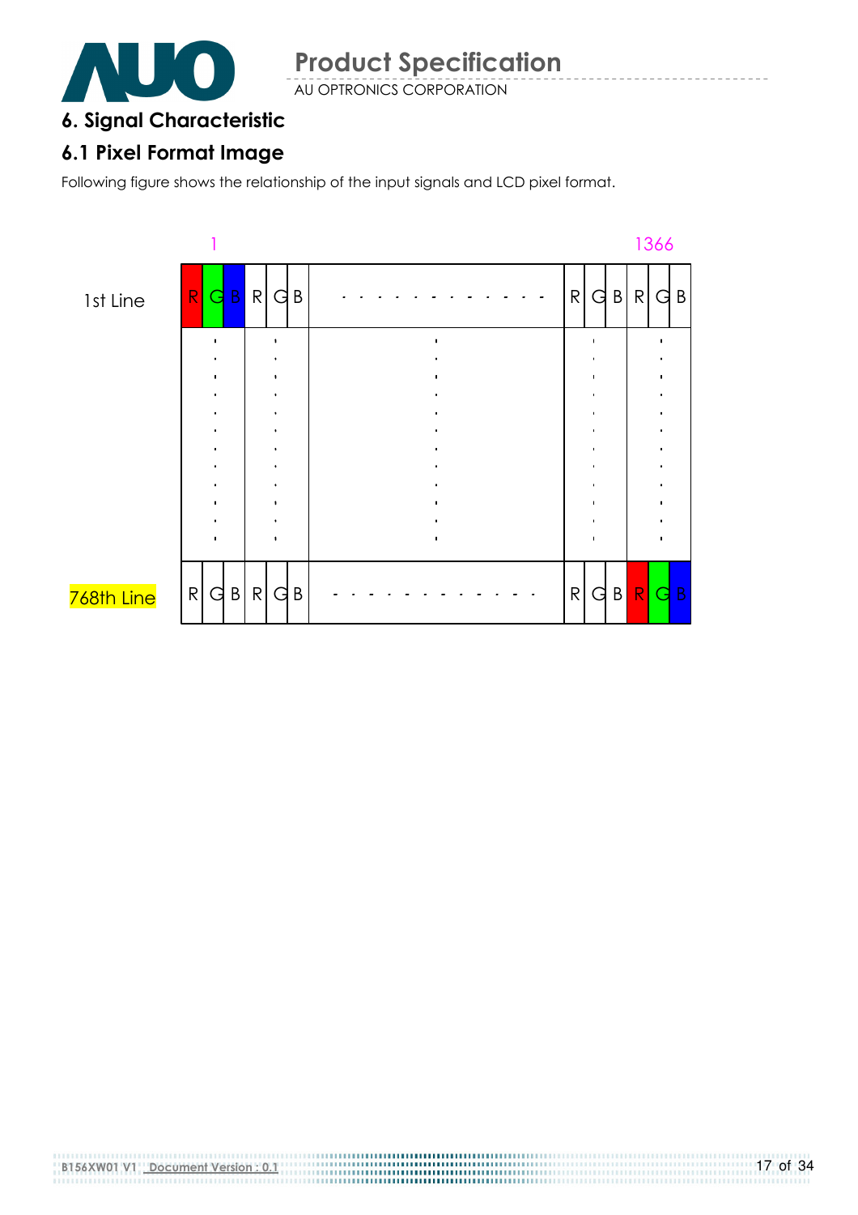# 6. Signal Characteristic

## 6.1 Pixel Format Image

Following figure shows the relationship of the input signals and LCD pixel format.

| | 1 | | | | | | | | | | | | 1366 | |
|---|---|---|---|---|---|---|---|---|---|---|---|---|---|---|
| 1st Line | R | G | B | R | G | B | - - - - - - - - - - - - | R | G | B | R | G | B |
| | ⋮ | | | ⋮ | | | ⋮ | | ⋮ | | | ⋮ | |
| 768th Line | R | G | B | R | G | B | - - - - - - - - - - - - | R | G | B | R | G | B |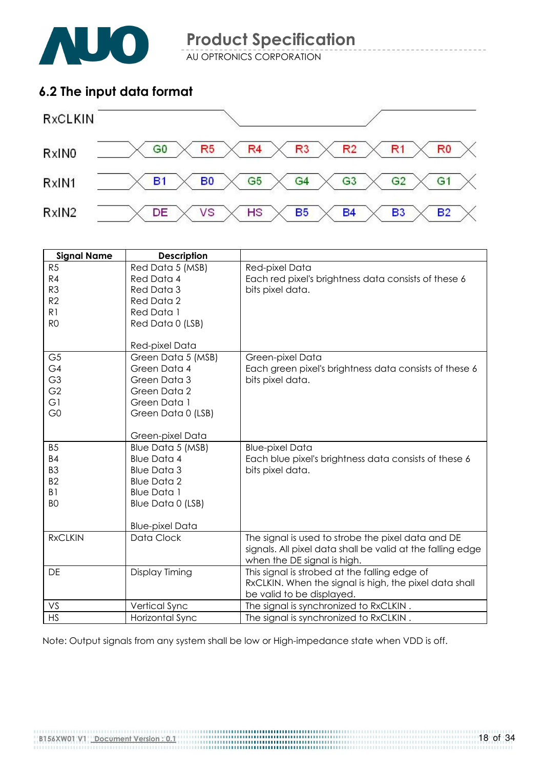## 6.2 The input data format

| RxCLKIN | | | | | | | |
|---|---|---|---|---|---|---|---|
| RxIN0 | G0 | R5 | R4 | R3 | R2 | R1 | R0 |
| RxIN1 | B1 | B0 | G5 | G4 | G3 | G2 | G1 |
| RxIN2 | DE | VS | HS | B5 | B4 | B3 | B2 |

| Signal Name | Description | |
|---|---|---|
| R5<br>R4<br>R3<br>R2<br>R1<br>R0 | Red Data 5 (MSB)<br>Red Data 4<br>Red Data 3<br>Red Data 2<br>Red Data 1<br>Red Data 0 (LSB)<br><br>Red-pixel Data | Red-pixel Data<br>Each red pixel's brightness data consists of these 6 bits pixel data. |
| G5<br>G4<br>G3<br>G2<br>G1<br>G0 | Green Data 5 (MSB)<br>Green Data 4<br>Green Data 3<br>Green Data 2<br>Green Data 1<br>Green Data 0 (LSB)<br><br>Green-pixel Data | Green-pixel Data<br>Each green pixel's brightness data consists of these 6 bits pixel data. |
| B5<br>B4<br>B3<br>B2<br>B1<br>B0 | Blue Data 5 (MSB)<br>Blue Data 4<br>Blue Data 3<br>Blue Data 2<br>Blue Data 1<br>Blue Data 0 (LSB)<br><br>Blue-pixel Data | Blue-pixel Data<br>Each blue pixel's brightness data consists of these 6 bits pixel data. |
| RxCLKIN | Data Clock | The signal is used to strobe the pixel data and DE signals. All pixel data shall be valid at the falling edge when the DE signal is high. |
| DE | Display Timing | This signal is strobed at the falling edge of RxCLKIN. When the signal is high, the pixel data shall be valid to be displayed. |
| VS | Vertical Sync | The signal is synchronized to RxCLKIN . |
| HS | Horizontal Sync | The signal is synchronized to RxCLKIN . |

Note: Output signals from any system shall be low or High-impedance state when VDD is off.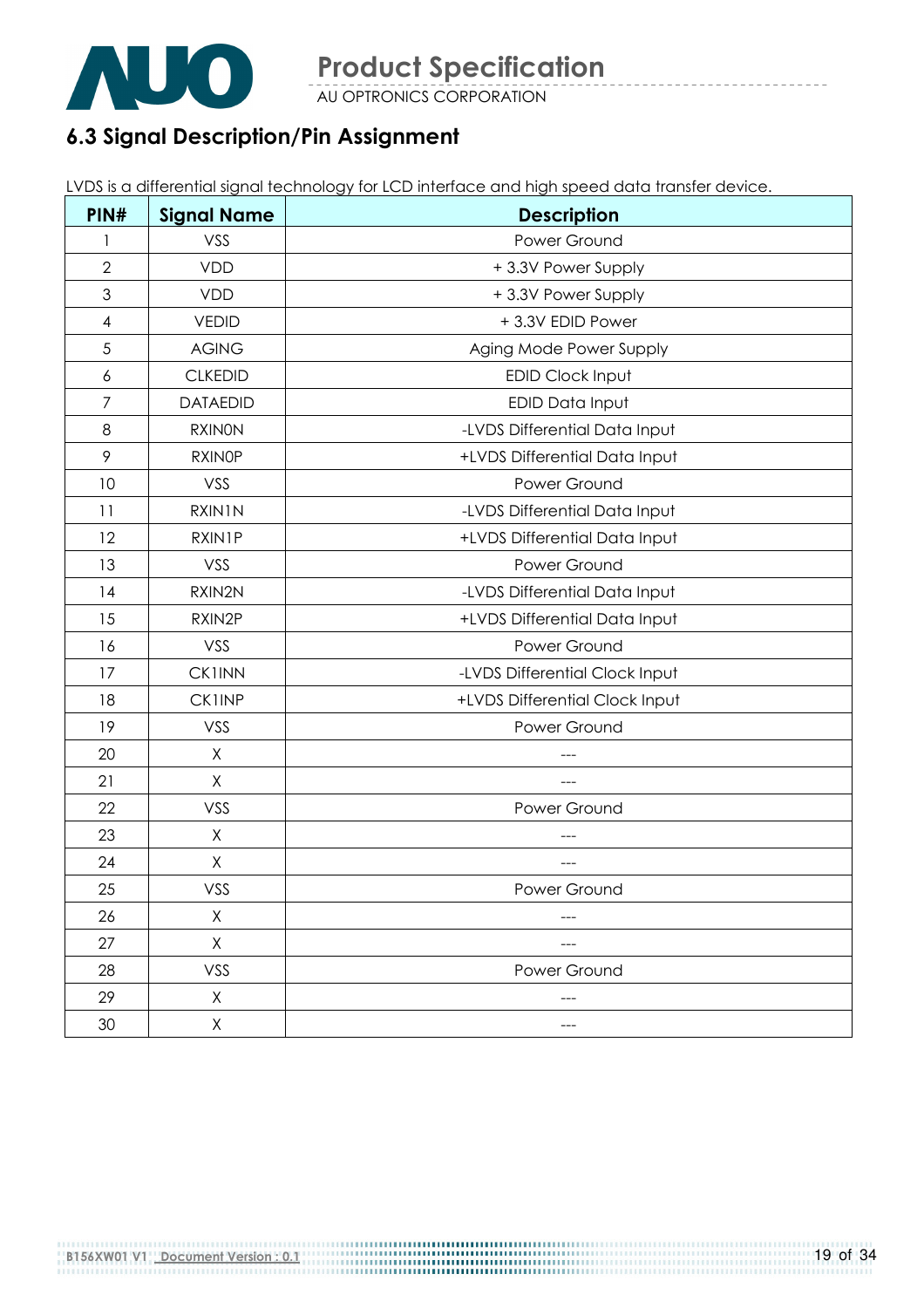## 6.3 Signal Description/Pin Assignment

LVDS is a differential signal technology for LCD interface and high speed data transfer device.

| PIN# | Signal Name | Description |
|---|---|---|
| 1 | VSS | Power Ground |
| 2 | VDD | + 3.3V Power Supply |
| 3 | VDD | + 3.3V Power Supply |
| 4 | VEDID | + 3.3V EDID Power |
| 5 | AGING | Aging Mode Power Supply |
| 6 | CLKEDID | EDID Clock Input |
| 7 | DATAEDID | EDID Data Input |
| 8 | RXIN0N | -LVDS Differential Data Input |
| 9 | RXIN0P | +LVDS Differential Data Input |
| 10 | VSS | Power Ground |
| 11 | RXIN1N | -LVDS Differential Data Input |
| 12 | RXIN1P | +LVDS Differential Data Input |
| 13 | VSS | Power Ground |
| 14 | RXIN2N | -LVDS Differential Data Input |
| 15 | RXIN2P | +LVDS Differential Data Input |
| 16 | VSS | Power Ground |
| 17 | CK1INN | -LVDS Differential Clock Input |
| 18 | CK1INP | +LVDS Differential Clock Input |
| 19 | VSS | Power Ground |
| 20 | X | --- |
| 21 | X | --- |
| 22 | VSS | Power Ground |
| 23 | X | --- |
| 24 | X | --- |
| 25 | VSS | Power Ground |
| 26 | X | --- |
| 27 | X | --- |
| 28 | VSS | Power Ground |
| 29 | X | --- |
| 30 | X | --- |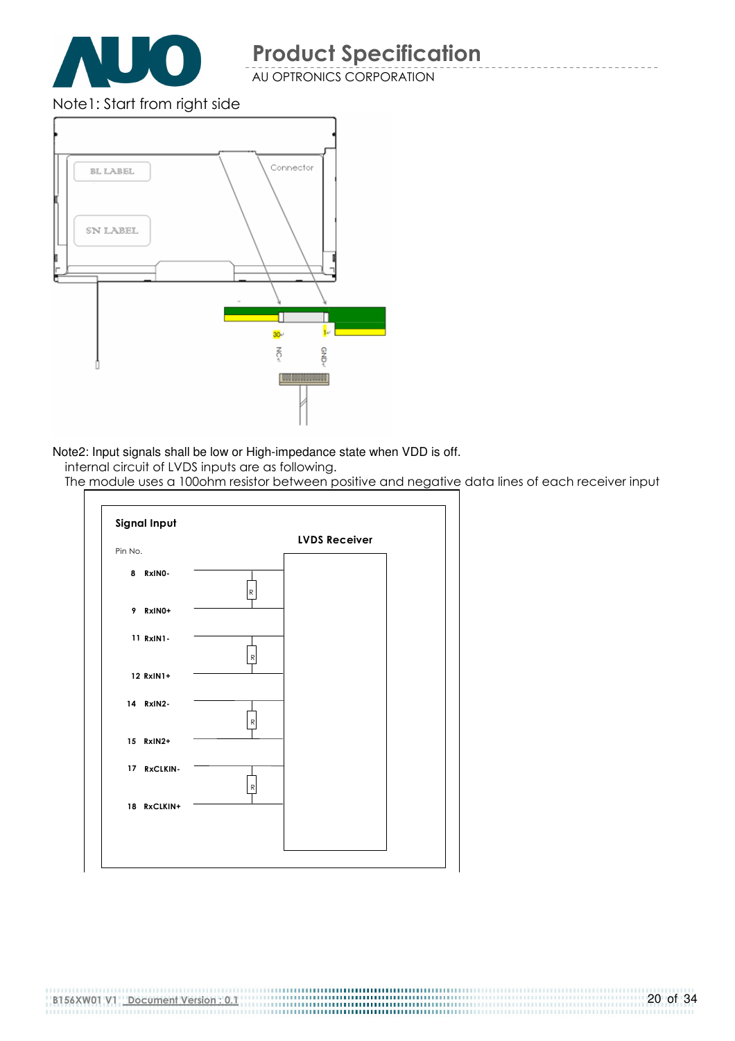Note1: Start from right side

Note2: Input signals shall be low or High-impedance state when VDD is off.

internal circuit of LVDS inputs are as following.

The module uses a 100ohm resistor between positive and negative data lines of each receiver input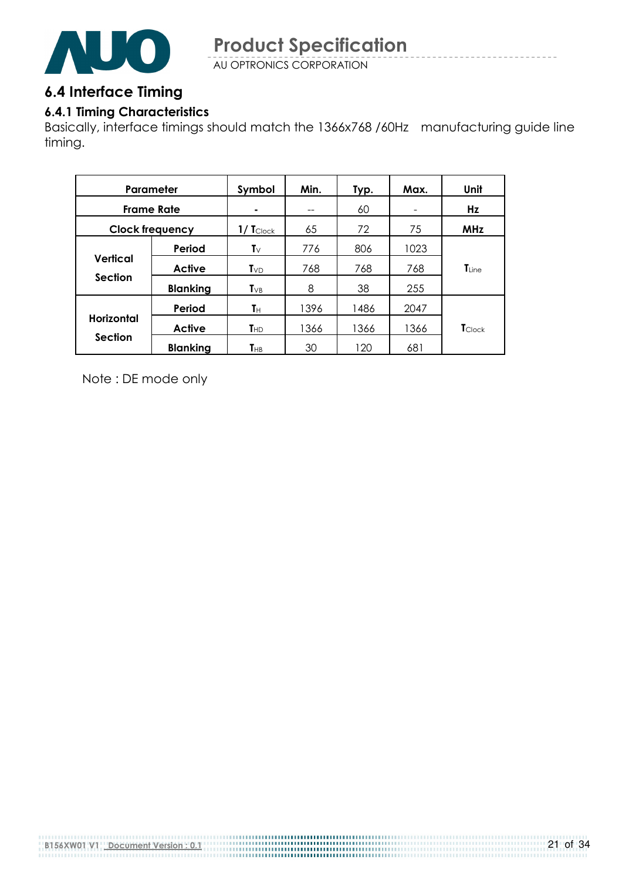## 6.4 Interface Timing

### 6.4.1 Timing Characteristics

Basically, interface timings should match the 1366x768 /60Hz manufacturing guide line timing.

| Parameter | | Symbol | Min. | Typ. | Max. | Unit |
|---|---|---|---|---|---|---|
| Frame Rate | | - | -- | 60 | - | Hz |
| Clock frequency | | $1/T_{Clock}$ | 65 | 72 | 75 | MHz |
| Vertical Section | Period | $T_V$ | 776 | 806 | 1023 | $T_{Line}$ |
| | Active | $T_{VD}$ | 768 | 768 | 768 | |
| | Blanking | $T_{VB}$ | 8 | 38 | 255 | |
| Horizontal Section | Period | $T_H$ | 1396 | 1486 | 2047 | $T_{Clock}$ |
| | Active | $T_{HD}$ | 1366 | 1366 | 1366 | |
| | Blanking | $T_{HB}$ | 30 | 120 | 681 | |

Note : DE mode only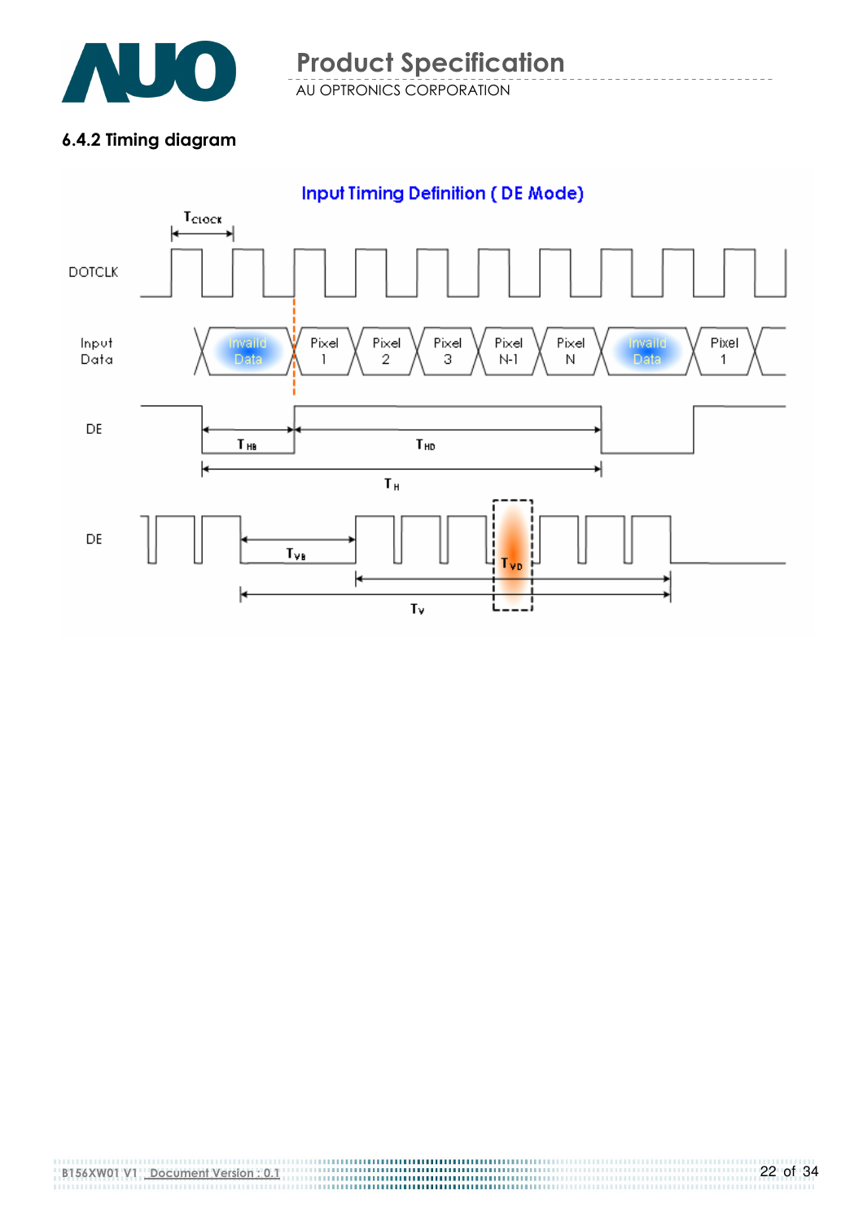### 6.4.2 Timing diagram

Input Timing Definition ( DE Mode)

$T_{CLOCK}$

DOTCLK

Input Data

Invaild Data | Pixel 1 | Pixel 2 | Pixel 3 | Pixel N-1 | Pixel N | Invaild Data | Pixel 1

DE

$T_{HB}$ $T_{HD}$

$T_H$

DE

$T_{VB}$ $T_{VD}$

$T_V$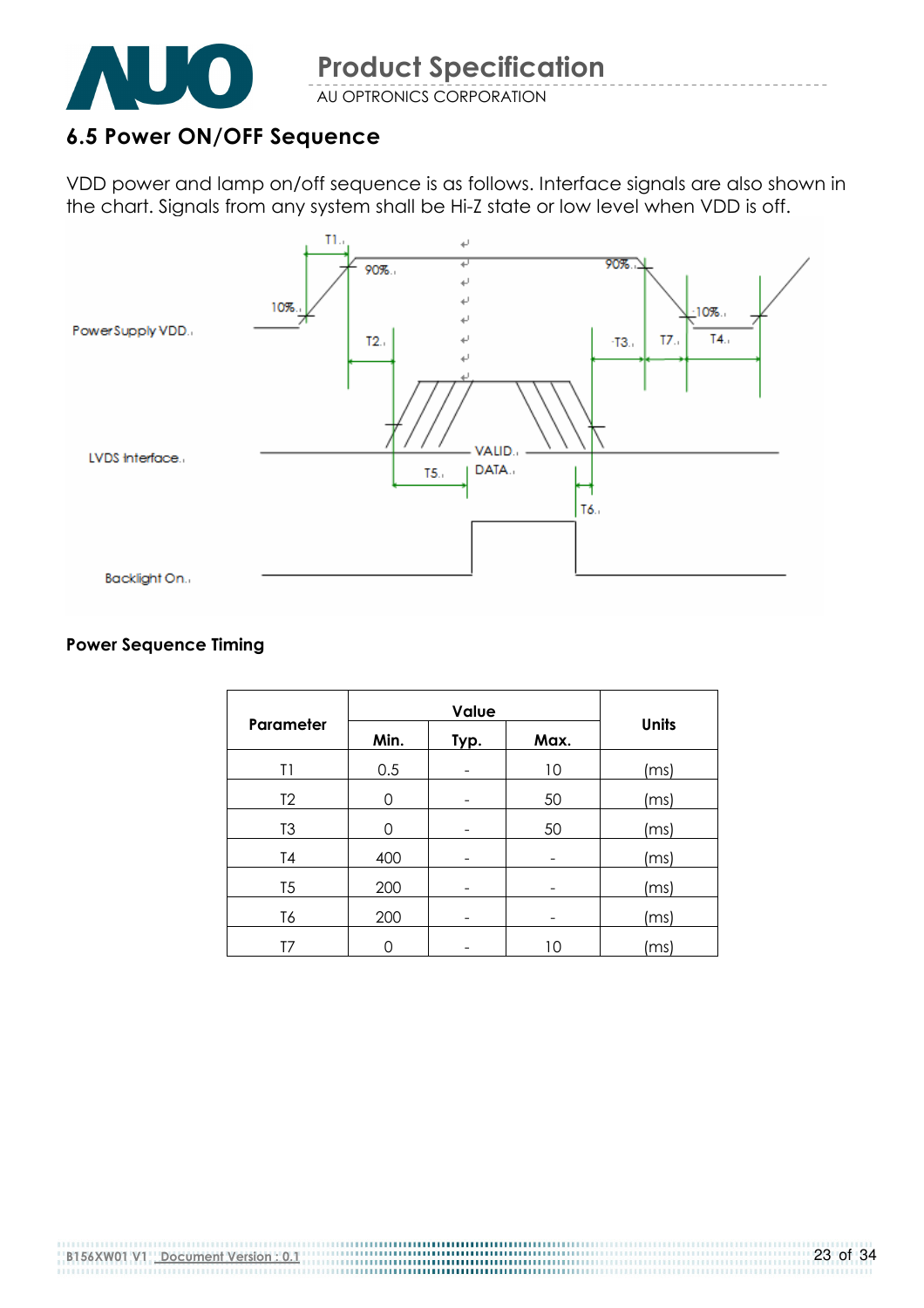## 6.5 Power ON/OFF Sequence

VDD power and lamp on/off sequence is as follows. Interface signals are also shown in the chart. Signals from any system shall be Hi-Z state or low level when VDD is off.

Power Supply VDD

LVDS interface

Backlight On

T1 T2 T3 T4 T5 T6 T7 90% 10% VALID DATA

**Power Sequence Timing**

| Parameter | Value | | | Units |
|---|---|---|---|---|
| | Min. | Typ. | Max. | |
| T1 | 0.5 | - | 10 | (ms) |
| T2 | 0 | - | 50 | (ms) |
| T3 | 0 | - | 50 | (ms) |
| T4 | 400 | - | - | (ms) |
| T5 | 200 | - | - | (ms) |
| T6 | 200 | - | - | (ms) |
| T7 | 0 | - | 10 | (ms) |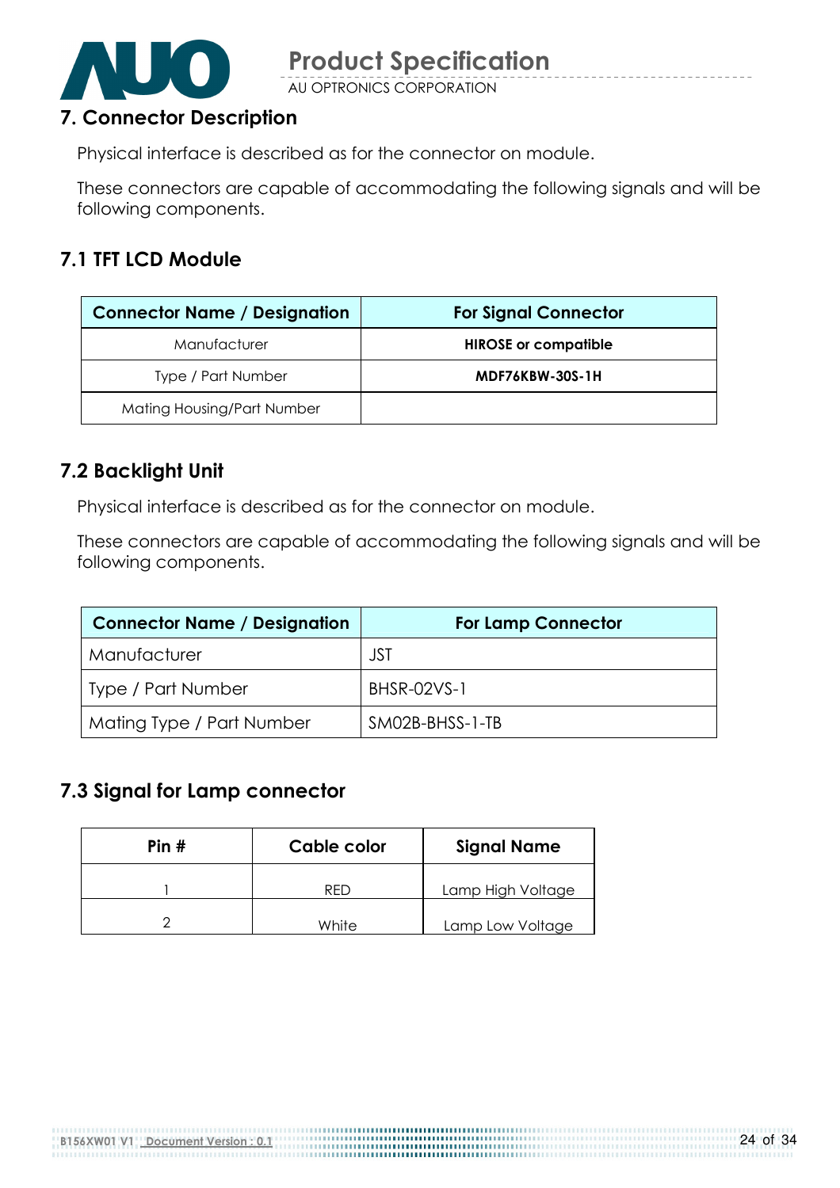## 7. Connector Description

Physical interface is described as for the connector on module.

These connectors are capable of accommodating the following signals and will be following components.

### 7.1 TFT LCD Module

| Connector Name / Designation | For Signal Connector |
|---|---|
| Manufacturer | **HIROSE or compatible** |
| Type / Part Number | **MDF76KBW-30S-1H** |
| Mating Housing/Part Number | |

### 7.2 Backlight Unit

Physical interface is described as for the connector on module.

These connectors are capable of accommodating the following signals and will be following components.

| Connector Name / Designation | For Lamp Connector |
|---|---|
| Manufacturer | JST |
| Type / Part Number | BHSR-02VS-1 |
| Mating Type / Part Number | SM02B-BHSS-1-TB |

### 7.3 Signal for Lamp connector

| Pin # | Cable color | Signal Name |
|---|---|---|
| 1 | RED | Lamp High Voltage |
| 2 | White | Lamp Low Voltage |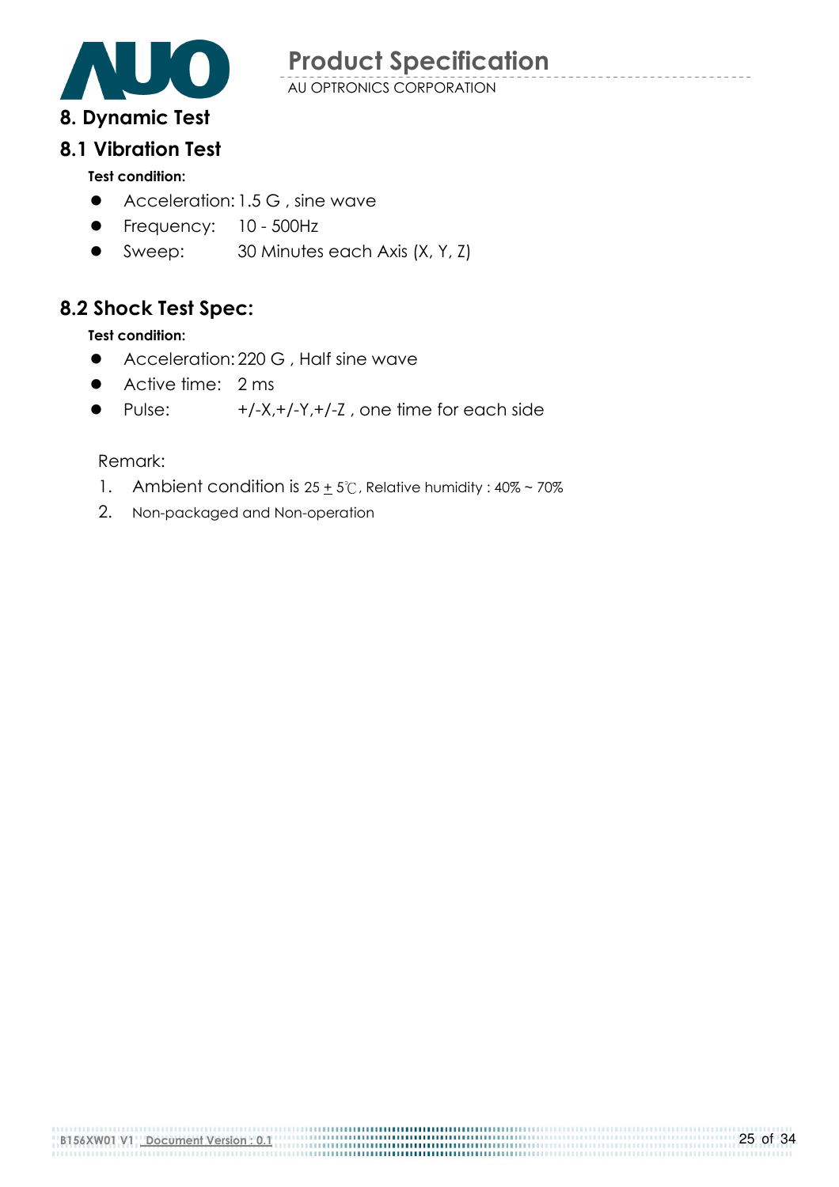# 8. Dynamic Test

## 8.1 Vibration Test

**Test condition:**

- Acceleration: 1.5 G , sine wave
- Frequency: 10 - 500Hz
- Sweep: 30 Minutes each Axis (X, Y, Z)

## 8.2 Shock Test Spec:

**Test condition:**

- Acceleration: 220 G , Half sine wave
- Active time: 2 ms
- Pulse: +/-X,+/-Y,+/-Z , one time for each side

Remark:

1. Ambient condition is 25 ± 5℃, Relative humidity : 40% ~ 70%
2. Non-packaged and Non-operation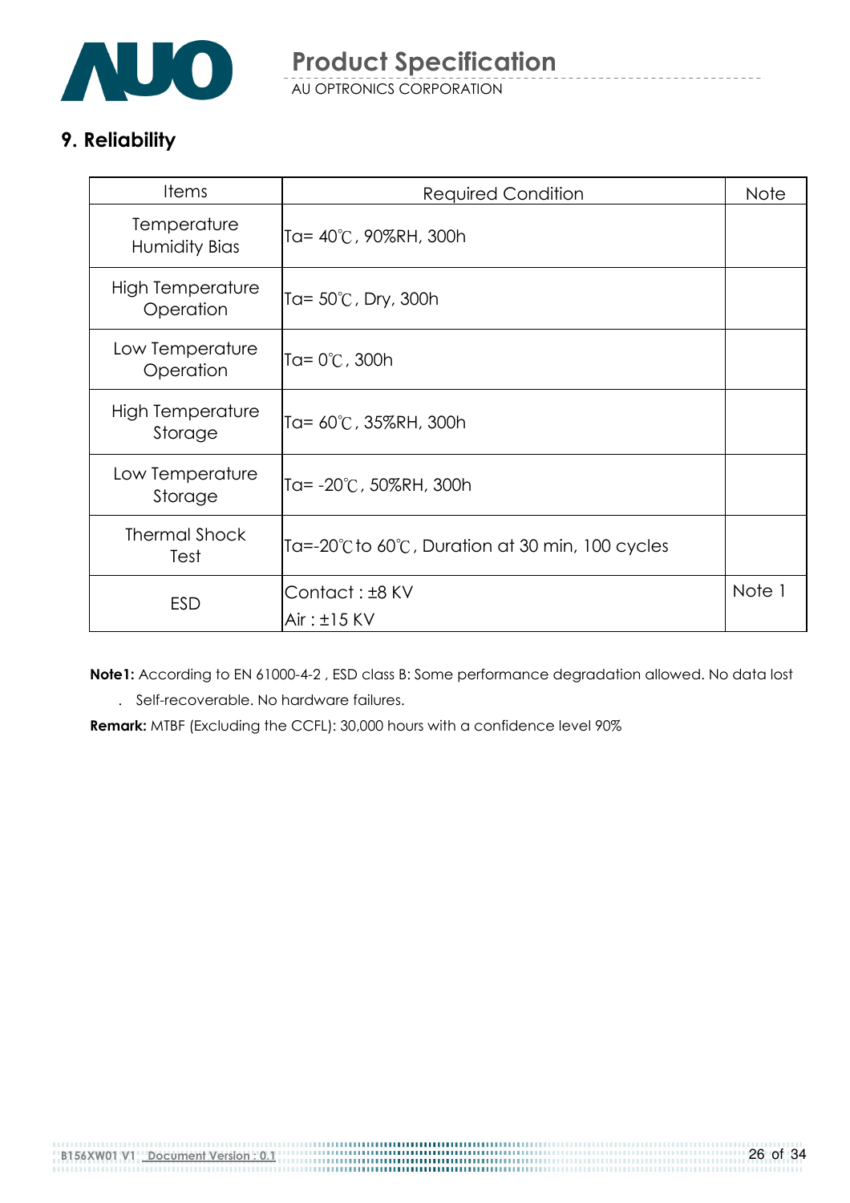## 9. Reliability

| Items | Required Condition | Note |
|---|---|---|
| Temperature Humidity Bias | Ta= 40℃, 90%RH, 300h | |
| High Temperature Operation | Ta= 50℃, Dry, 300h | |
| Low Temperature Operation | Ta= 0℃, 300h | |
| High Temperature Storage | Ta= 60℃, 35%RH, 300h | |
| Low Temperature Storage | Ta= -20℃, 50%RH, 300h | |
| Thermal Shock Test | Ta=-20℃to 60℃, Duration at 30 min, 100 cycles | |
| ESD | Contact : ±8 KV<br>Air : ±15 KV | Note 1 |

**Note1:** According to EN 61000-4-2 , ESD class B: Some performance degradation allowed. No data lost . Self-recoverable. No hardware failures.

**Remark:** MTBF (Excluding the CCFL): 30,000 hours with a confidence level 90%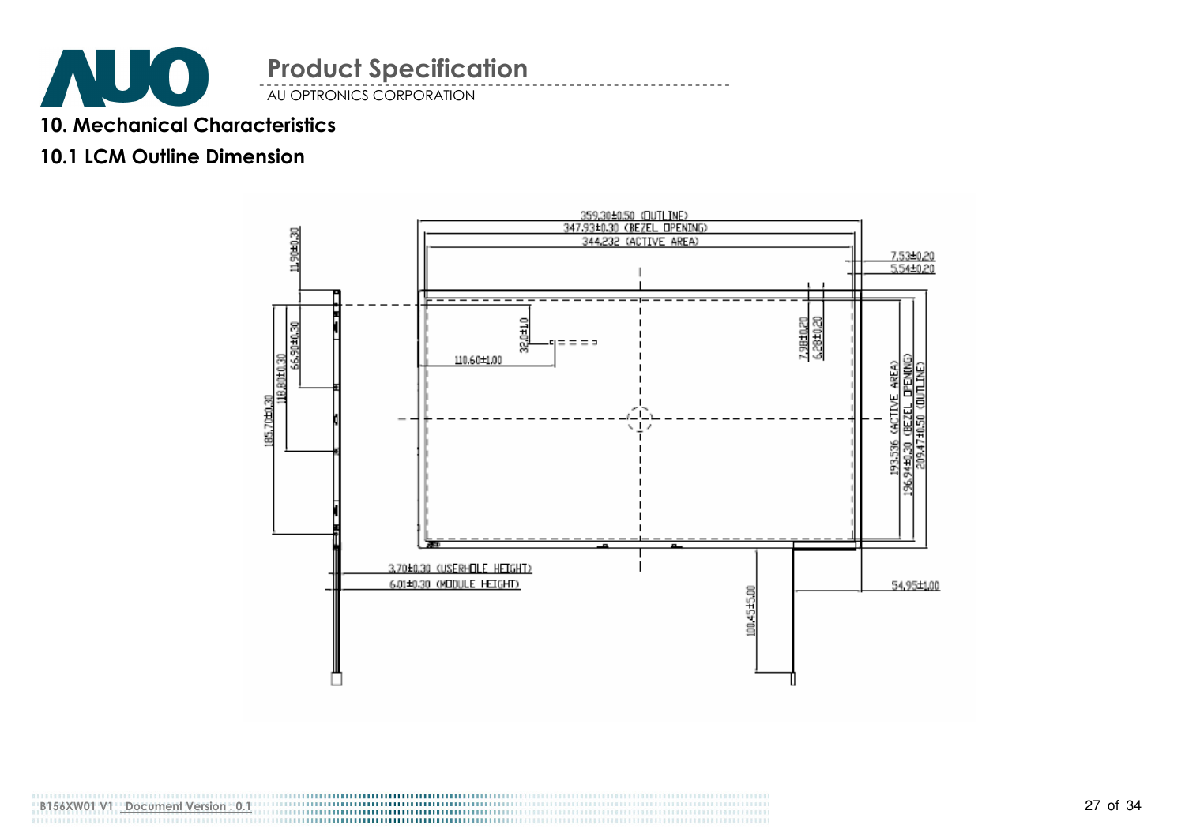## 10. Mechanical Characteristics

### 10.1 LCM Outline Dimension

359.30±0.50 (OUTLINE)
347.93±0.30 (BEZEL OPENING)
344.232 (ACTIVE AREA)
7.53±0.20
5.54±0.20
11.90±0.30
66.90±0.30
118.80±0.30
185.70±0.30
32.0±1.0
110.60±1.00
7.98±0.20
6.28±0.20
193.536 (ACTIVE AREA)
196.94±0.30 (BEZEL OPENING)
209.47±0.50 (OUTLINE)
3.70±0.30 (USERHOLE HEIGHT)
6.01±0.30 (MODULE HEIGHT)
54.95±1.00
100.45±5.00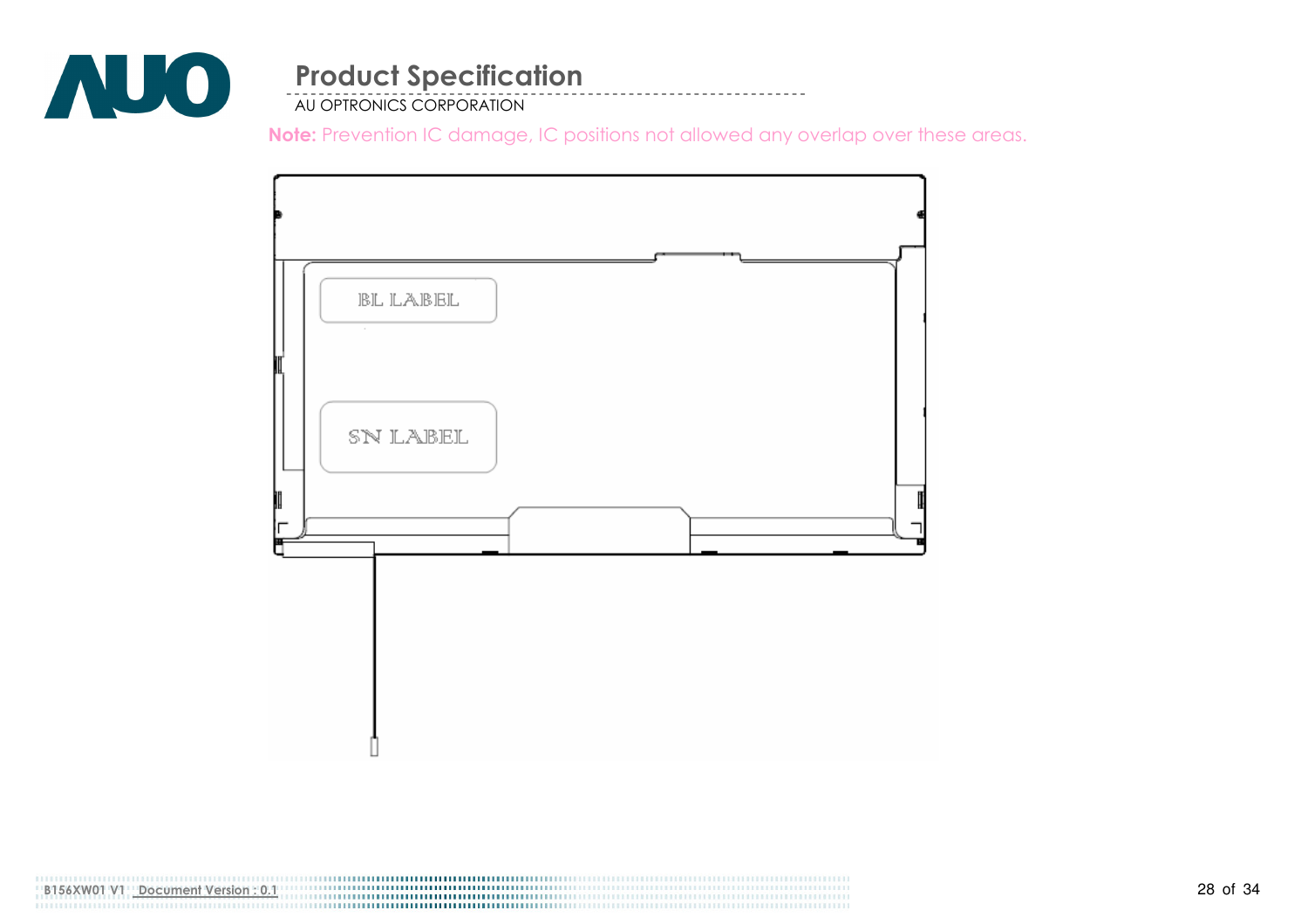**Note:** Prevention IC damage, IC positions not allowed any overlap over these areas.

BL LABEL

SN LABEL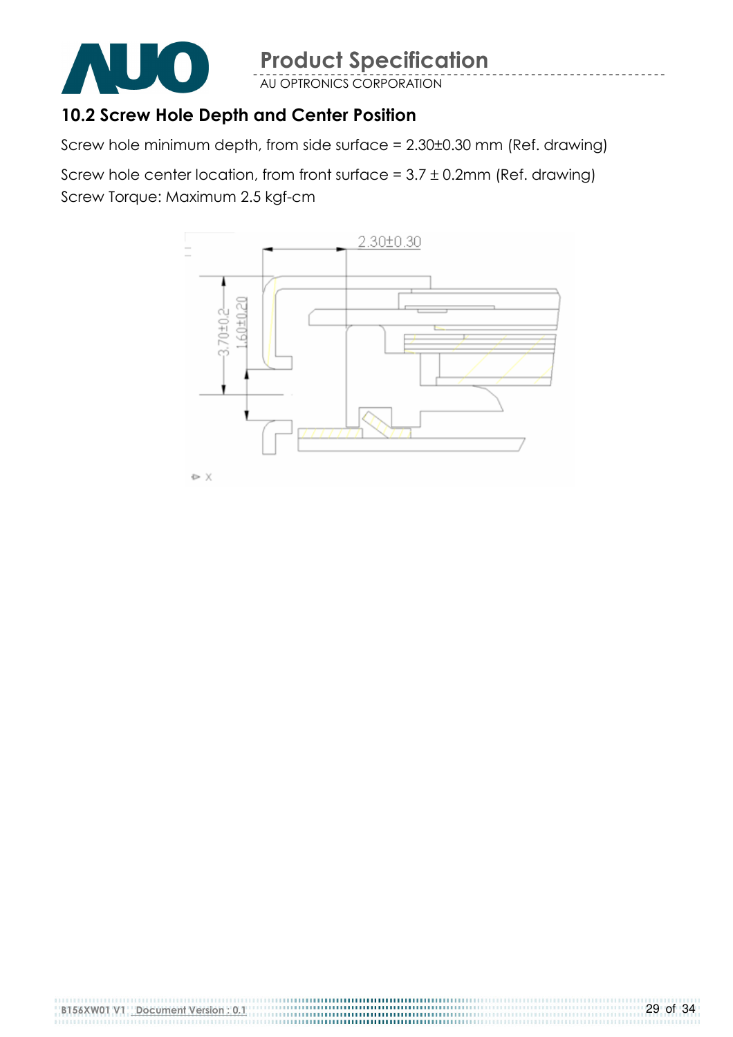## 10.2 Screw Hole Depth and Center Position

Screw hole minimum depth, from side surface = 2.30±0.30 mm (Ref. drawing)

Screw hole center location, from front surface = 3.7 ± 0.2mm (Ref. drawing)
Screw Torque: Maximum 2.5 kgf-cm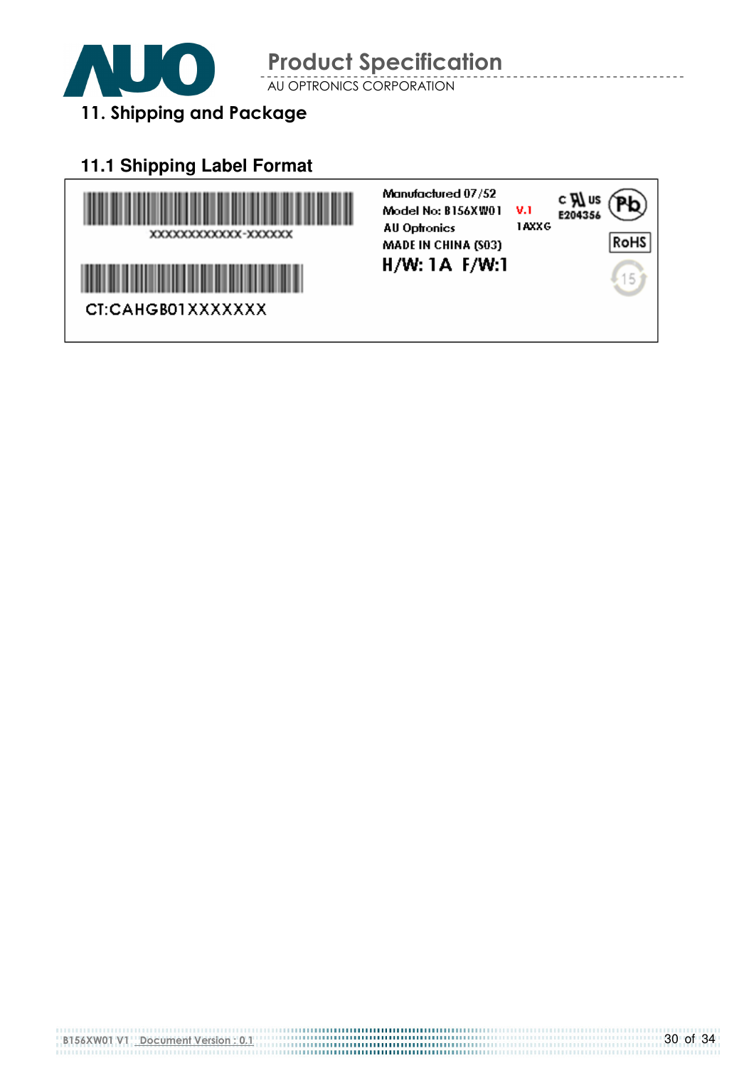## 11. Shipping and Package

### 11.1 Shipping Label Format

XXXXXXXXXXXX-XXXXXX

CT:CAHGB01XXXXXXX

Manufactured 07/52
Model No: B156XW01 V.1
AU Optronics 1AXXG
MADE IN CHINA (S03)

**H/W: 1A F/W:1**

c US E204356

Pb

RoHS

15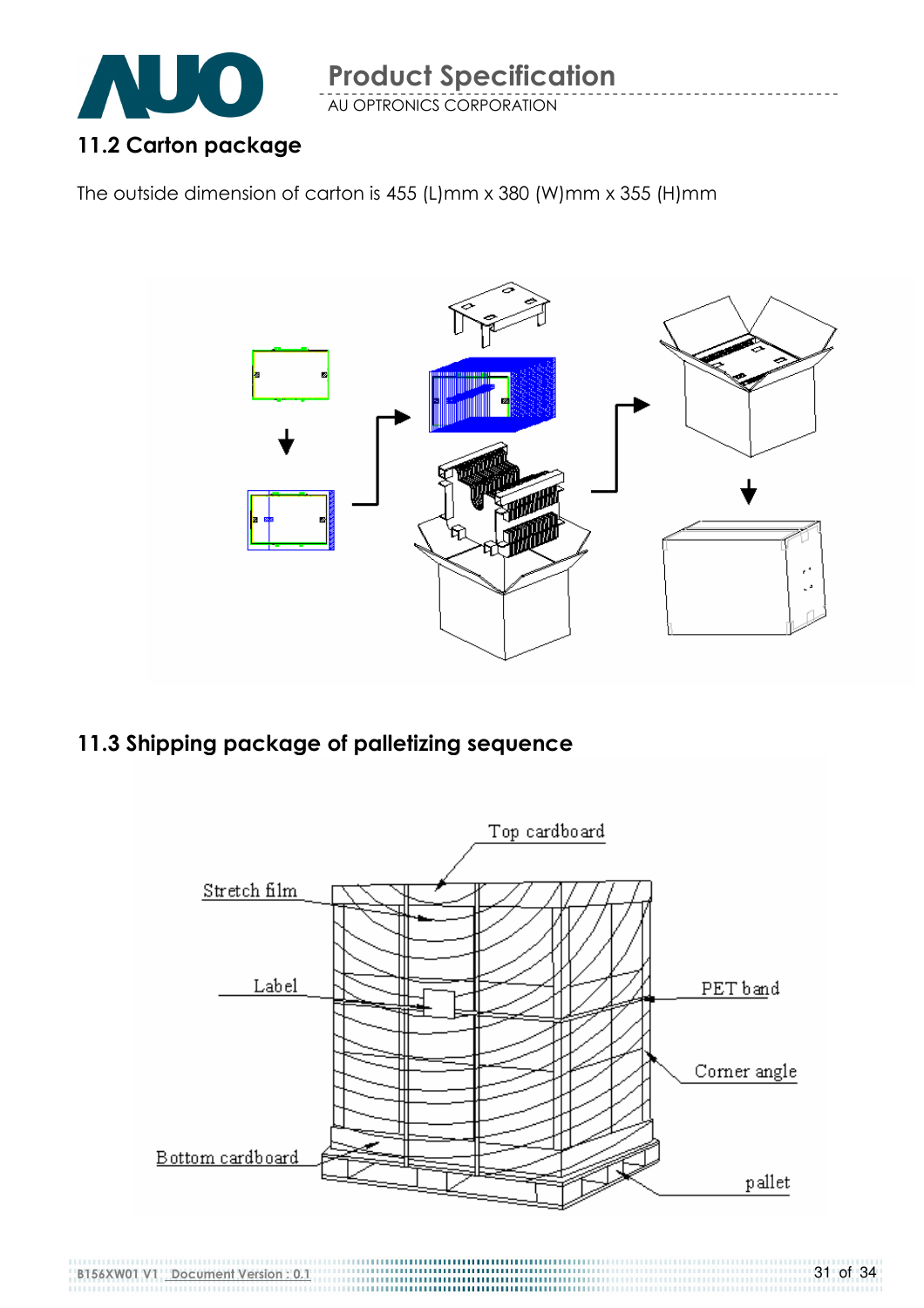## 11.2 Carton package

The outside dimension of carton is 455 (L)mm x 380 (W)mm x 355 (H)mm

## 11.3 Shipping package of palletizing sequence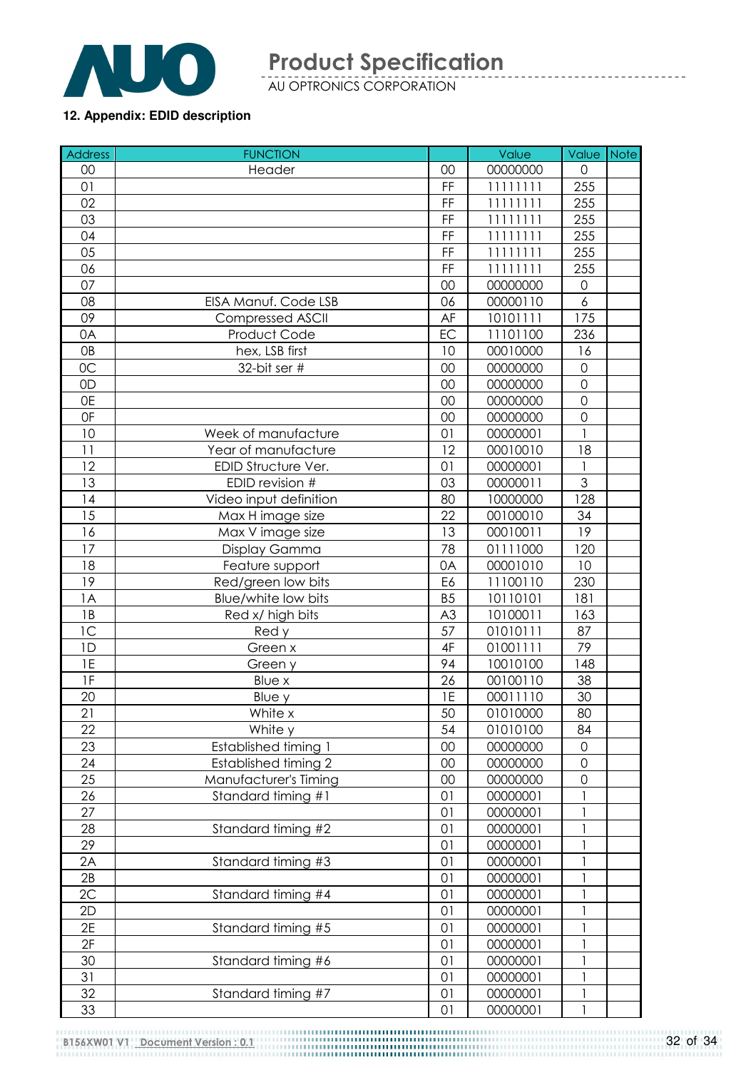**12. Appendix: EDID description**

| Address | FUNCTION | | Value | Value | Note |
|---|---|---|---|---|---|
| 00 | Header | 00 | 00000000 | 0 | |
| 01 | | FF | 11111111 | 255 | |
| 02 | | FF | 11111111 | 255 | |
| 03 | | FF | 11111111 | 255 | |
| 04 | | FF | 11111111 | 255 | |
| 05 | | FF | 11111111 | 255 | |
| 06 | | FF | 11111111 | 255 | |
| 07 | | 00 | 00000000 | 0 | |
| 08 | EISA Manuf. Code LSB | 06 | 00000110 | 6 | |
| 09 | Compressed ASCII | AF | 10101111 | 175 | |
| 0A | Product Code | EC | 11101100 | 236 | |
| 0B | hex, LSB first | 10 | 00010000 | 16 | |
| 0C | 32-bit ser # | 00 | 00000000 | 0 | |
| 0D | | 00 | 00000000 | 0 | |
| 0E | | 00 | 00000000 | 0 | |
| 0F | | 00 | 00000000 | 0 | |
| 10 | Week of manufacture | 01 | 00000001 | 1 | |
| 11 | Year of manufacture | 12 | 00010010 | 18 | |
| 12 | EDID Structure Ver. | 01 | 00000001 | 1 | |
| 13 | EDID revision # | 03 | 00000011 | 3 | |
| 14 | Video input definition | 80 | 10000000 | 128 | |
| 15 | Max H image size | 22 | 00100010 | 34 | |
| 16 | Max V image size | 13 | 00010011 | 19 | |
| 17 | Display Gamma | 78 | 01111000 | 120 | |
| 18 | Feature support | 0A | 00001010 | 10 | |
| 19 | Red/green low bits | E6 | 11100110 | 230 | |
| 1A | Blue/white low bits | B5 | 10110101 | 181 | |
| 1B | Red x/ high bits | A3 | 10100011 | 163 | |
| 1C | Red y | 57 | 01010111 | 87 | |
| 1D | Green x | 4F | 01001111 | 79 | |
| 1E | Green y | 94 | 10010100 | 148 | |
| 1F | Blue x | 26 | 00100110 | 38 | |
| 20 | Blue y | 1E | 00011110 | 30 | |
| 21 | White x | 50 | 01010000 | 80 | |
| 22 | White y | 54 | 01010100 | 84 | |
| 23 | Established timing 1 | 00 | 00000000 | 0 | |
| 24 | Established timing 2 | 00 | 00000000 | 0 | |
| 25 | Manufacturer's Timing | 00 | 00000000 | 0 | |
| 26 | Standard timing #1 | 01 | 00000001 | 1 | |
| 27 | | 01 | 00000001 | 1 | |
| 28 | Standard timing #2 | 01 | 00000001 | 1 | |
| 29 | | 01 | 00000001 | 1 | |
| 2A | Standard timing #3 | 01 | 00000001 | 1 | |
| 2B | | 01 | 00000001 | 1 | |
| 2C | Standard timing #4 | 01 | 00000001 | 1 | |
| 2D | | 01 | 00000001 | 1 | |
| 2E | Standard timing #5 | 01 | 00000001 | 1 | |
| 2F | | 01 | 00000001 | 1 | |
| 30 | Standard timing #6 | 01 | 00000001 | 1 | |
| 31 | | 01 | 00000001 | 1 | |
| 32 | Standard timing #7 | 01 | 00000001 | 1 | |
| 33 | | 01 | 00000001 | 1 | |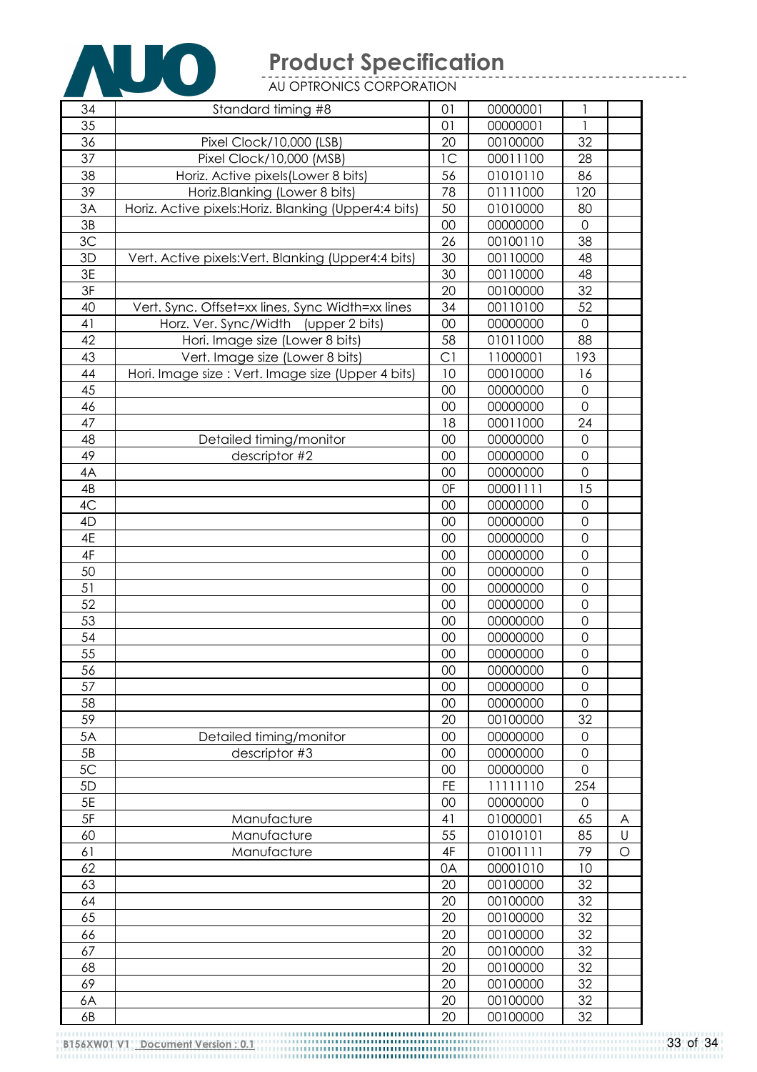| 34 | Standard timing #8 | 01 | 00000001 | 1 | |
|---|---|---|---|---|---|
| 35 | | 01 | 00000001 | 1 | |
| 36 | Pixel Clock/10,000 (LSB) | 20 | 00100000 | 32 | |
| 37 | Pixel Clock/10,000 (MSB) | 1C | 00011100 | 28 | |
| 38 | Horiz. Active pixels(Lower 8 bits) | 56 | 01010110 | 86 | |
| 39 | Horiz.Blanking (Lower 8 bits) | 78 | 01111000 | 120 | |
| 3A | Horiz. Active pixels:Horiz. Blanking (Upper4:4 bits) | 50 | 01010000 | 80 | |
| 3B | | 00 | 00000000 | 0 | |
| 3C | | 26 | 00100110 | 38 | |
| 3D | Vert. Active pixels:Vert. Blanking (Upper4:4 bits) | 30 | 00110000 | 48 | |
| 3E | | 30 | 00110000 | 48 | |
| 3F | | 20 | 00100000 | 32 | |
| 40 | Vert. Sync. Offset=xx lines, Sync Width=xx lines | 34 | 00110100 | 52 | |
| 41 | Horz. Ver. Sync/Width (upper 2 bits) | 00 | 00000000 | 0 | |
| 42 | Hori. Image size (Lower 8 bits) | 58 | 01011000 | 88 | |
| 43 | Vert. Image size (Lower 8 bits) | C1 | 11000001 | 193 | |
| 44 | Hori. Image size : Vert. Image size (Upper 4 bits) | 10 | 00010000 | 16 | |
| 45 | | 00 | 00000000 | 0 | |
| 46 | | 00 | 00000000 | 0 | |
| 47 | | 18 | 00011000 | 24 | |
| 48 | Detailed timing/monitor | 00 | 00000000 | 0 | |
| 49 | descriptor #2 | 00 | 00000000 | 0 | |
| 4A | | 00 | 00000000 | 0 | |
| 4B | | 0F | 00001111 | 15 | |
| 4C | | 00 | 00000000 | 0 | |
| 4D | | 00 | 00000000 | 0 | |
| 4E | | 00 | 00000000 | 0 | |
| 4F | | 00 | 00000000 | 0 | |
| 50 | | 00 | 00000000 | 0 | |
| 51 | | 00 | 00000000 | 0 | |
| 52 | | 00 | 00000000 | 0 | |
| 53 | | 00 | 00000000 | 0 | |
| 54 | | 00 | 00000000 | 0 | |
| 55 | | 00 | 00000000 | 0 | |
| 56 | | 00 | 00000000 | 0 | |
| 57 | | 00 | 00000000 | 0 | |
| 58 | | 00 | 00000000 | 0 | |
| 59 | | 20 | 00100000 | 32 | |
| 5A | Detailed timing/monitor | 00 | 00000000 | 0 | |
| 5B | descriptor #3 | 00 | 00000000 | 0 | |
| 5C | | 00 | 00000000 | 0 | |
| 5D | | FE | 11111110 | 254 | |
| 5E | | 00 | 00000000 | 0 | |
| 5F | Manufacture | 41 | 01000001 | 65 | A |
| 60 | Manufacture | 55 | 01010101 | 85 | U |
| 61 | Manufacture | 4F | 01001111 | 79 | O |
| 62 | | 0A | 00001010 | 10 | |
| 63 | | 20 | 00100000 | 32 | |
| 64 | | 20 | 00100000 | 32 | |
| 65 | | 20 | 00100000 | 32 | |
| 66 | | 20 | 00100000 | 32 | |
| 67 | | 20 | 00100000 | 32 | |
| 68 | | 20 | 00100000 | 32 | |
| 69 | | 20 | 00100000 | 32 | |
| 6A | | 20 | 00100000 | 32 | |
| 6B | | 20 | 00100000 | 32 | |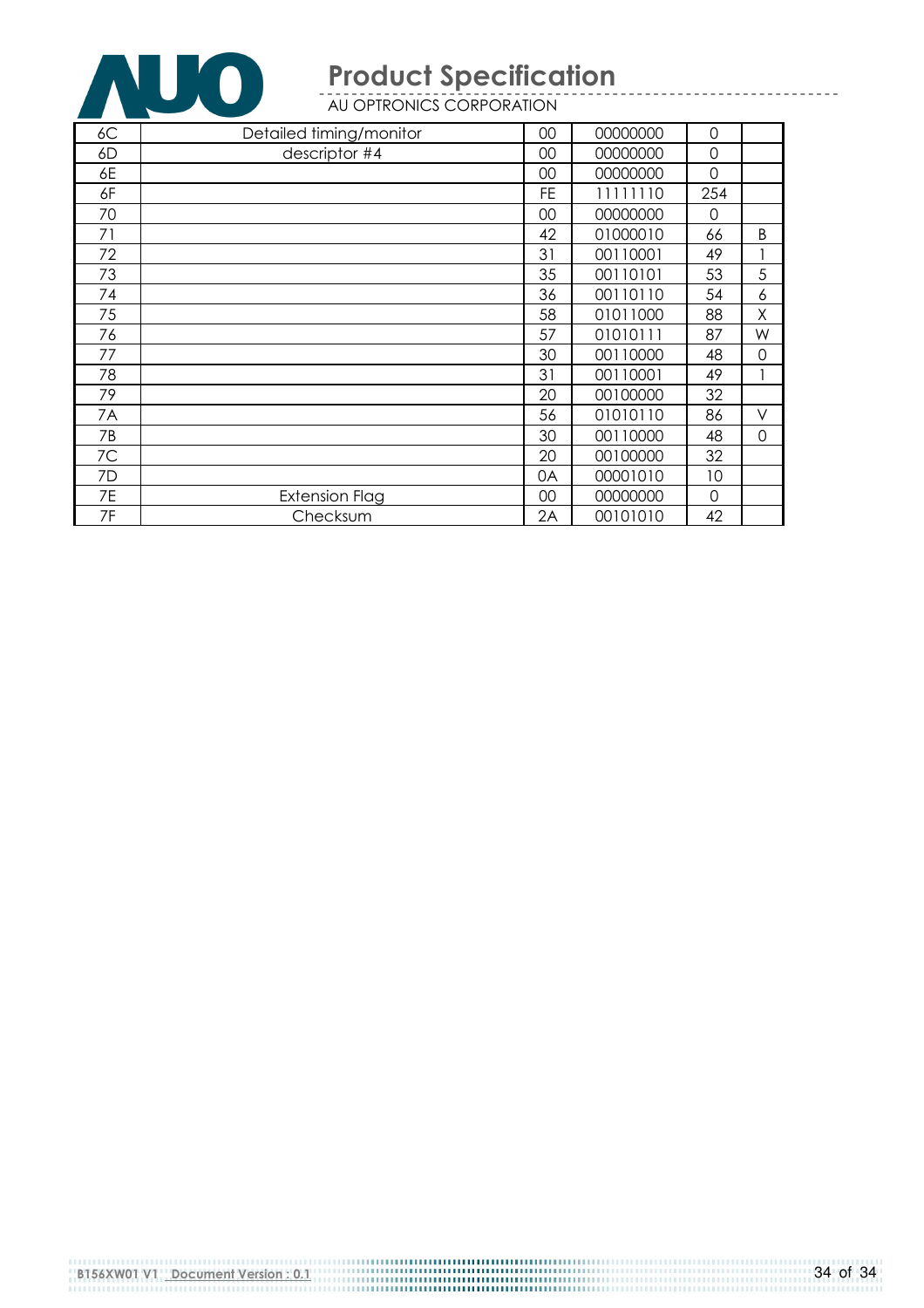| | | | | | |
|---|---|---|---|---|---|
| 6C | Detailed timing/monitor | 00 | 00000000 | 0 | |
| 6D | descriptor #4 | 00 | 00000000 | 0 | |
| 6E | | 00 | 00000000 | 0 | |
| 6F | | FE | 11111110 | 254 | |
| 70 | | 00 | 00000000 | 0 | |
| 71 | | 42 | 01000010 | 66 | B |
| 72 | | 31 | 00110001 | 49 | 1 |
| 73 | | 35 | 00110101 | 53 | 5 |
| 74 | | 36 | 00110110 | 54 | 6 |
| 75 | | 58 | 01011000 | 88 | X |
| 76 | | 57 | 01010111 | 87 | W |
| 77 | | 30 | 00110000 | 48 | 0 |
| 78 | | 31 | 00110001 | 49 | 1 |
| 79 | | 20 | 00100000 | 32 | |
| 7A | | 56 | 01010110 | 86 | V |
| 7B | | 30 | 00110000 | 48 | 0 |
| 7C | | 20 | 00100000 | 32 | |
| 7D | | 0A | 00001010 | 10 | |
| 7E | Extension Flag | 00 | 00000000 | 0 | |
| 7F | Checksum | 2A | 00101010 | 42 | |